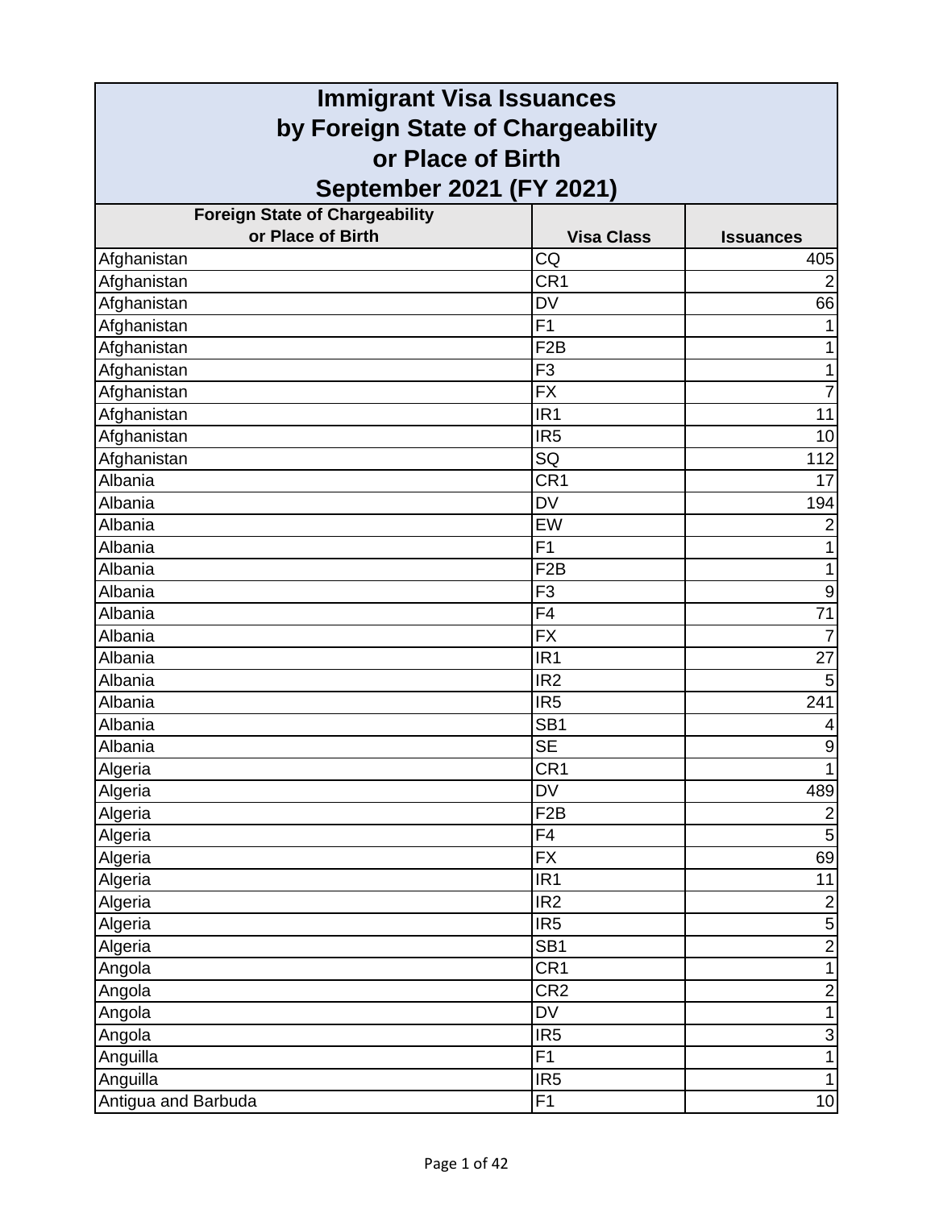# Immigrant Visa Issuances by Foreign State of Chargeability or Place of Birth September 2021 (FY 2021)

| Foreign State of Chargeability or Place of Birth | Visa Class | Issuances |
|---|---|---|
| Afghanistan | CQ | 405 |
| Afghanistan | CR1 | 2 |
| Afghanistan | DV | 66 |
| Afghanistan | F1 | 1 |
| Afghanistan | F2B | 1 |
| Afghanistan | F3 | 1 |
| Afghanistan | FX | 7 |
| Afghanistan | IR1 | 11 |
| Afghanistan | IR5 | 10 |
| Afghanistan | SQ | 112 |
| Albania | CR1 | 17 |
| Albania | DV | 194 |
| Albania | EW | 2 |
| Albania | F1 | 1 |
| Albania | F2B | 1 |
| Albania | F3 | 9 |
| Albania | F4 | 71 |
| Albania | FX | 7 |
| Albania | IR1 | 27 |
| Albania | IR2 | 5 |
| Albania | IR5 | 241 |
| Albania | SB1 | 4 |
| Albania | SE | 9 |
| Algeria | CR1 | 1 |
| Algeria | DV | 489 |
| Algeria | F2B | 2 |
| Algeria | F4 | 5 |
| Algeria | FX | 69 |
| Algeria | IR1 | 11 |
| Algeria | IR2 | 2 |
| Algeria | IR5 | 5 |
| Algeria | SB1 | 2 |
| Angola | CR1 | 1 |
| Angola | CR2 | 2 |
| Angola | DV | 1 |
| Angola | IR5 | 3 |
| Anguilla | F1 | 1 |
| Anguilla | IR5 | 1 |
| Antigua and Barbuda | F1 | 10 |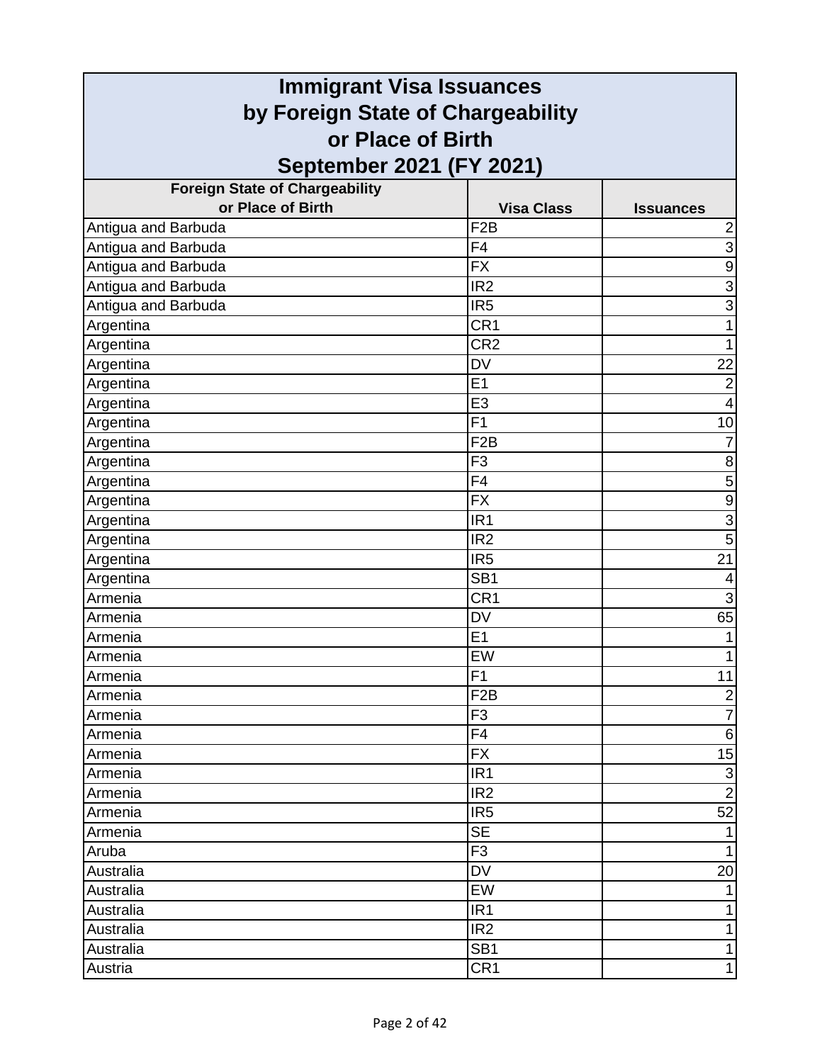# Immigrant Visa Issuances by Foreign State of Chargeability or Place of Birth September 2021 (FY 2021)

| Foreign State of Chargeability or Place of Birth | Visa Class | Issuances |
|---|---|---|
| Antigua and Barbuda | F2B | 2 |
| Antigua and Barbuda | F4 | 3 |
| Antigua and Barbuda | FX | 9 |
| Antigua and Barbuda | IR2 | 3 |
| Antigua and Barbuda | IR5 | 3 |
| Argentina | CR1 | 1 |
| Argentina | CR2 | 1 |
| Argentina | DV | 22 |
| Argentina | E1 | 2 |
| Argentina | E3 | 4 |
| Argentina | F1 | 10 |
| Argentina | F2B | 7 |
| Argentina | F3 | 8 |
| Argentina | F4 | 5 |
| Argentina | FX | 9 |
| Argentina | IR1 | 3 |
| Argentina | IR2 | 5 |
| Argentina | IR5 | 21 |
| Argentina | SB1 | 4 |
| Armenia | CR1 | 3 |
| Armenia | DV | 65 |
| Armenia | E1 | 1 |
| Armenia | EW | 1 |
| Armenia | F1 | 11 |
| Armenia | F2B | 2 |
| Armenia | F3 | 7 |
| Armenia | F4 | 6 |
| Armenia | FX | 15 |
| Armenia | IR1 | 3 |
| Armenia | IR2 | 2 |
| Armenia | IR5 | 52 |
| Armenia | SE | 1 |
| Aruba | F3 | 1 |
| Australia | DV | 20 |
| Australia | EW | 1 |
| Australia | IR1 | 1 |
| Australia | IR2 | 1 |
| Australia | SB1 | 1 |
| Austria | CR1 | 1 |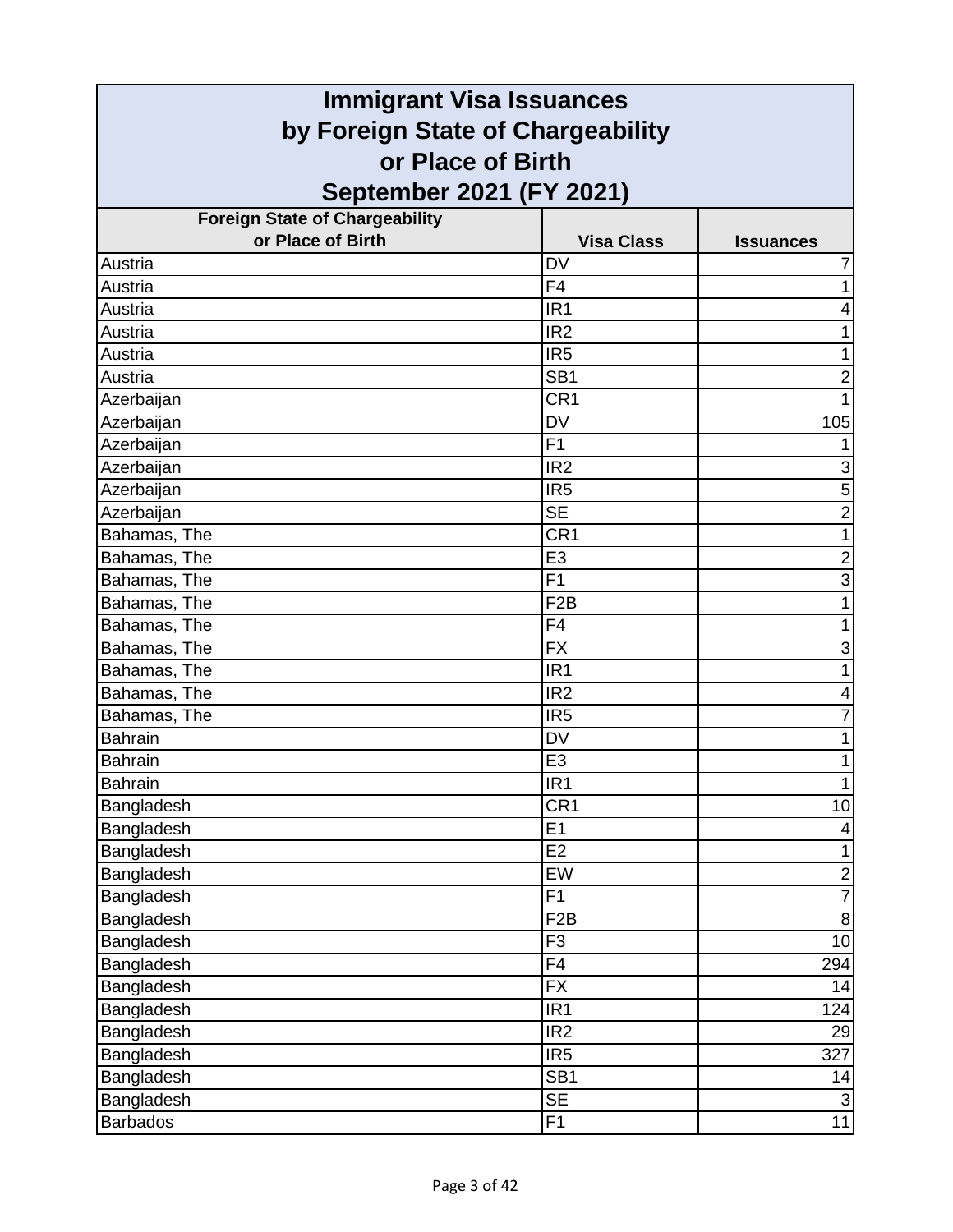# Immigrant Visa Issuances by Foreign State of Chargeability or Place of Birth September 2021 (FY 2021)

| Foreign State of Chargeability or Place of Birth | Visa Class | Issuances |
|---|---|---|
| Austria | DV | 7 |
| Austria | F4 | 1 |
| Austria | IR1 | 4 |
| Austria | IR2 | 1 |
| Austria | IR5 | 1 |
| Austria | SB1 | 2 |
| Azerbaijan | CR1 | 1 |
| Azerbaijan | DV | 105 |
| Azerbaijan | F1 | 1 |
| Azerbaijan | IR2 | 3 |
| Azerbaijan | IR5 | 5 |
| Azerbaijan | SE | 2 |
| Bahamas, The | CR1 | 1 |
| Bahamas, The | E3 | 2 |
| Bahamas, The | F1 | 3 |
| Bahamas, The | F2B | 1 |
| Bahamas, The | F4 | 1 |
| Bahamas, The | FX | 3 |
| Bahamas, The | IR1 | 1 |
| Bahamas, The | IR2 | 4 |
| Bahamas, The | IR5 | 7 |
| Bahrain | DV | 1 |
| Bahrain | E3 | 1 |
| Bahrain | IR1 | 1 |
| Bangladesh | CR1 | 10 |
| Bangladesh | E1 | 4 |
| Bangladesh | E2 | 1 |
| Bangladesh | EW | 2 |
| Bangladesh | F1 | 7 |
| Bangladesh | F2B | 8 |
| Bangladesh | F3 | 10 |
| Bangladesh | F4 | 294 |
| Bangladesh | FX | 14 |
| Bangladesh | IR1 | 124 |
| Bangladesh | IR2 | 29 |
| Bangladesh | IR5 | 327 |
| Bangladesh | SB1 | 14 |
| Bangladesh | SE | 3 |
| Barbados | F1 | 11 |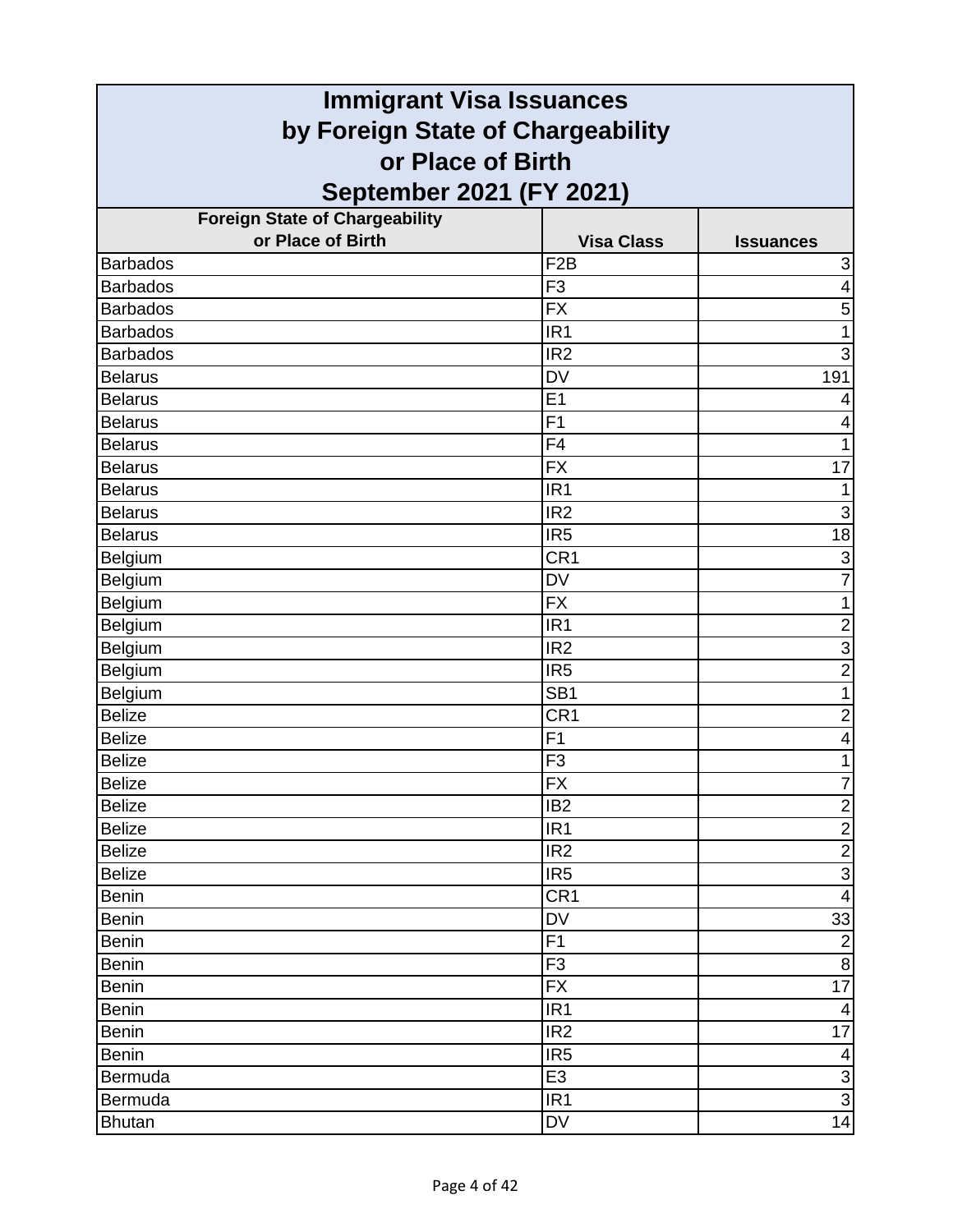# Immigrant Visa Issuances by Foreign State of Chargeability or Place of Birth September 2021 (FY 2021)

| Foreign State of Chargeability or Place of Birth | Visa Class | Issuances |
|---|---|---|
| Barbados | F2B | 3 |
| Barbados | F3 | 4 |
| Barbados | FX | 5 |
| Barbados | IR1 | 1 |
| Barbados | IR2 | 3 |
| Belarus | DV | 191 |
| Belarus | E1 | 4 |
| Belarus | F1 | 4 |
| Belarus | F4 | 1 |
| Belarus | FX | 17 |
| Belarus | IR1 | 1 |
| Belarus | IR2 | 3 |
| Belarus | IR5 | 18 |
| Belgium | CR1 | 3 |
| Belgium | DV | 7 |
| Belgium | FX | 1 |
| Belgium | IR1 | 2 |
| Belgium | IR2 | 3 |
| Belgium | IR5 | 2 |
| Belgium | SB1 | 1 |
| Belize | CR1 | 2 |
| Belize | F1 | 4 |
| Belize | F3 | 1 |
| Belize | FX | 7 |
| Belize | IB2 | 2 |
| Belize | IR1 | 2 |
| Belize | IR2 | 2 |
| Belize | IR5 | 3 |
| Benin | CR1 | 4 |
| Benin | DV | 33 |
| Benin | F1 | 2 |
| Benin | F3 | 8 |
| Benin | FX | 17 |
| Benin | IR1 | 4 |
| Benin | IR2 | 17 |
| Benin | IR5 | 4 |
| Bermuda | E3 | 3 |
| Bermuda | IR1 | 3 |
| Bhutan | DV | 14 |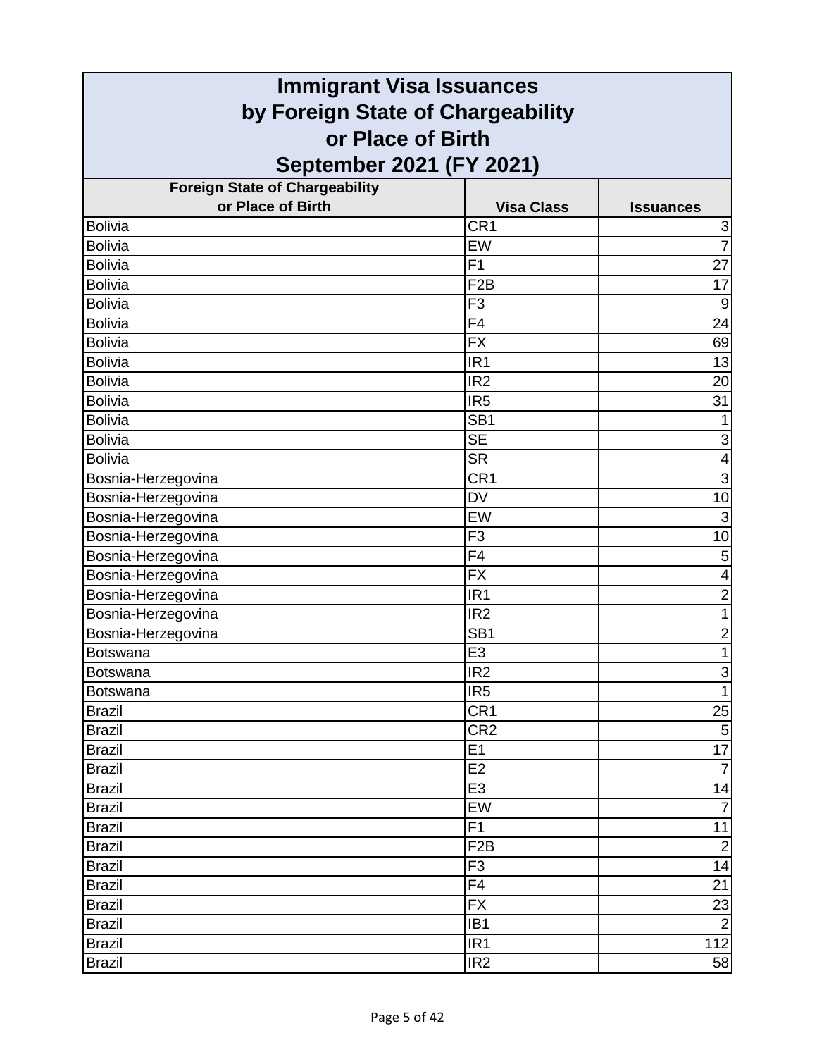# Immigrant Visa Issuances by Foreign State of Chargeability or Place of Birth September 2021 (FY 2021)

| Foreign State of Chargeability or Place of Birth | Visa Class | Issuances |
|---|---|---|
| Bolivia | CR1 | 3 |
| Bolivia | EW | 7 |
| Bolivia | F1 | 27 |
| Bolivia | F2B | 17 |
| Bolivia | F3 | 9 |
| Bolivia | F4 | 24 |
| Bolivia | FX | 69 |
| Bolivia | IR1 | 13 |
| Bolivia | IR2 | 20 |
| Bolivia | IR5 | 31 |
| Bolivia | SB1 | 1 |
| Bolivia | SE | 3 |
| Bolivia | SR | 4 |
| Bosnia-Herzegovina | CR1 | 3 |
| Bosnia-Herzegovina | DV | 10 |
| Bosnia-Herzegovina | EW | 3 |
| Bosnia-Herzegovina | F3 | 10 |
| Bosnia-Herzegovina | F4 | 5 |
| Bosnia-Herzegovina | FX | 4 |
| Bosnia-Herzegovina | IR1 | 2 |
| Bosnia-Herzegovina | IR2 | 1 |
| Bosnia-Herzegovina | SB1 | 2 |
| Botswana | E3 | 1 |
| Botswana | IR2 | 3 |
| Botswana | IR5 | 1 |
| Brazil | CR1 | 25 |
| Brazil | CR2 | 5 |
| Brazil | E1 | 17 |
| Brazil | E2 | 7 |
| Brazil | E3 | 14 |
| Brazil | EW | 7 |
| Brazil | F1 | 11 |
| Brazil | F2B | 2 |
| Brazil | F3 | 14 |
| Brazil | F4 | 21 |
| Brazil | FX | 23 |
| Brazil | IB1 | 2 |
| Brazil | IR1 | 112 |
| Brazil | IR2 | 58 |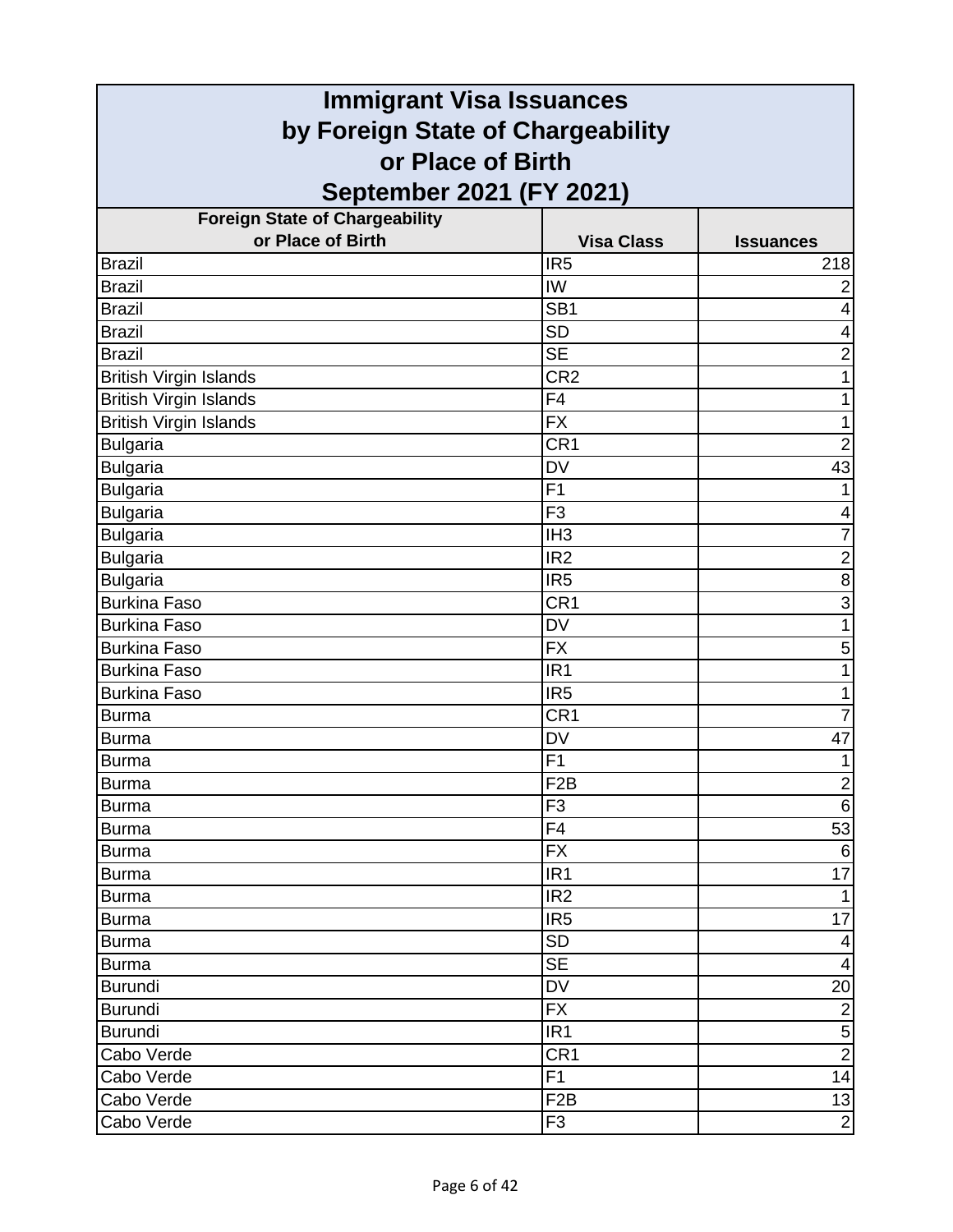# Immigrant Visa Issuances by Foreign State of Chargeability or Place of Birth September 2021 (FY 2021)

| Foreign State of Chargeability or Place of Birth | Visa Class | Issuances |
|---|---|---|
| Brazil | IR5 | 218 |
| Brazil | IW | 2 |
| Brazil | SB1 | 4 |
| Brazil | SD | 4 |
| Brazil | SE | 2 |
| British Virgin Islands | CR2 | 1 |
| British Virgin Islands | F4 | 1 |
| British Virgin Islands | FX | 1 |
| Bulgaria | CR1 | 2 |
| Bulgaria | DV | 43 |
| Bulgaria | F1 | 1 |
| Bulgaria | F3 | 4 |
| Bulgaria | IH3 | 7 |
| Bulgaria | IR2 | 2 |
| Bulgaria | IR5 | 8 |
| Burkina Faso | CR1 | 3 |
| Burkina Faso | DV | 1 |
| Burkina Faso | FX | 5 |
| Burkina Faso | IR1 | 1 |
| Burkina Faso | IR5 | 1 |
| Burma | CR1 | 7 |
| Burma | DV | 47 |
| Burma | F1 | 1 |
| Burma | F2B | 2 |
| Burma | F3 | 6 |
| Burma | F4 | 53 |
| Burma | FX | 6 |
| Burma | IR1 | 17 |
| Burma | IR2 | 1 |
| Burma | IR5 | 17 |
| Burma | SD | 4 |
| Burma | SE | 4 |
| Burundi | DV | 20 |
| Burundi | FX | 2 |
| Burundi | IR1 | 5 |
| Cabo Verde | CR1 | 2 |
| Cabo Verde | F1 | 14 |
| Cabo Verde | F2B | 13 |
| Cabo Verde | F3 | 2 |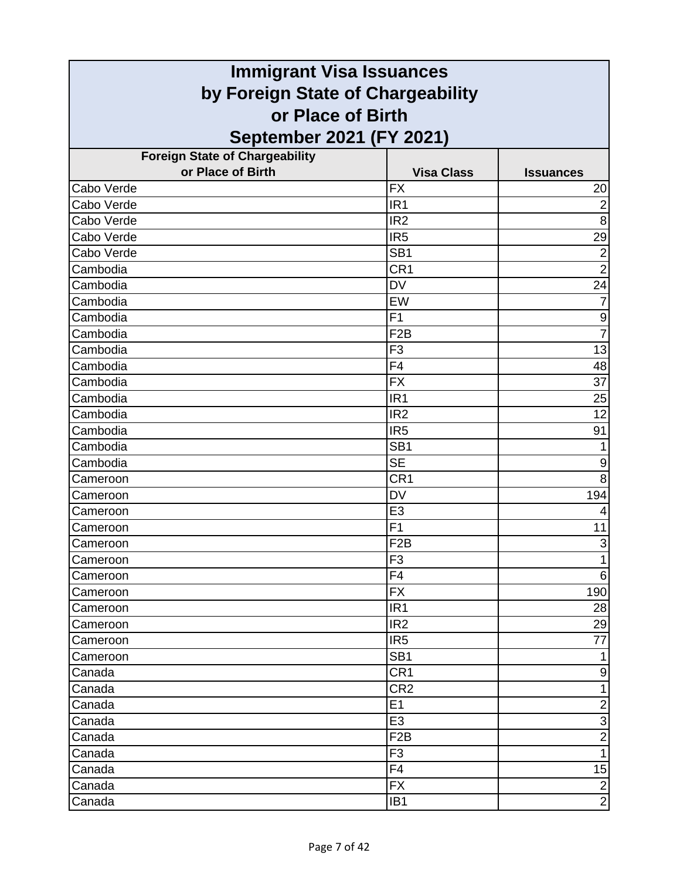# Immigrant Visa Issuances by Foreign State of Chargeability or Place of Birth September 2021 (FY 2021)

| Foreign State of Chargeability or Place of Birth | Visa Class | Issuances |
|---|---|---|
| Cabo Verde | FX | 20 |
| Cabo Verde | IR1 | 2 |
| Cabo Verde | IR2 | 8 |
| Cabo Verde | IR5 | 29 |
| Cabo Verde | SB1 | 2 |
| Cambodia | CR1 | 2 |
| Cambodia | DV | 24 |
| Cambodia | EW | 7 |
| Cambodia | F1 | 9 |
| Cambodia | F2B | 7 |
| Cambodia | F3 | 13 |
| Cambodia | F4 | 48 |
| Cambodia | FX | 37 |
| Cambodia | IR1 | 25 |
| Cambodia | IR2 | 12 |
| Cambodia | IR5 | 91 |
| Cambodia | SB1 | 1 |
| Cambodia | SE | 9 |
| Cameroon | CR1 | 8 |
| Cameroon | DV | 194 |
| Cameroon | E3 | 4 |
| Cameroon | F1 | 11 |
| Cameroon | F2B | 3 |
| Cameroon | F3 | 1 |
| Cameroon | F4 | 6 |
| Cameroon | FX | 190 |
| Cameroon | IR1 | 28 |
| Cameroon | IR2 | 29 |
| Cameroon | IR5 | 77 |
| Cameroon | SB1 | 1 |
| Canada | CR1 | 9 |
| Canada | CR2 | 1 |
| Canada | E1 | 2 |
| Canada | E3 | 3 |
| Canada | F2B | 2 |
| Canada | F3 | 1 |
| Canada | F4 | 15 |
| Canada | FX | 2 |
| Canada | IB1 | 2 |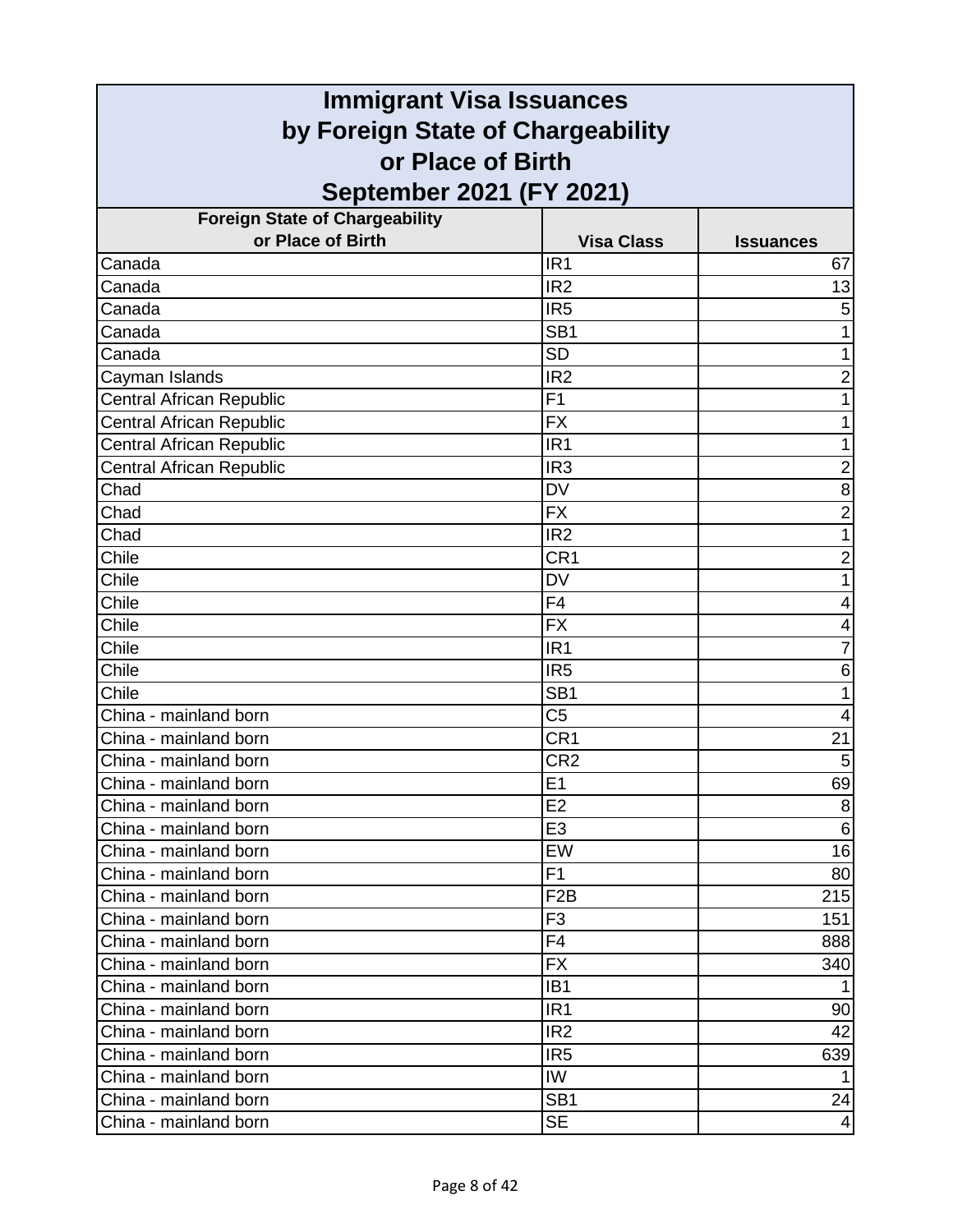# Immigrant Visa Issuances by Foreign State of Chargeability or Place of Birth September 2021 (FY 2021)

| Foreign State of Chargeability or Place of Birth | Visa Class | Issuances |
|---|---|---|
| Canada | IR1 | 67 |
| Canada | IR2 | 13 |
| Canada | IR5 | 5 |
| Canada | SB1 | 1 |
| Canada | SD | 1 |
| Cayman Islands | IR2 | 2 |
| Central African Republic | F1 | 1 |
| Central African Republic | FX | 1 |
| Central African Republic | IR1 | 1 |
| Central African Republic | IR3 | 2 |
| Chad | DV | 8 |
| Chad | FX | 2 |
| Chad | IR2 | 1 |
| Chile | CR1 | 2 |
| Chile | DV | 1 |
| Chile | F4 | 4 |
| Chile | FX | 4 |
| Chile | IR1 | 7 |
| Chile | IR5 | 6 |
| Chile | SB1 | 1 |
| China - mainland born | C5 | 4 |
| China - mainland born | CR1 | 21 |
| China - mainland born | CR2 | 5 |
| China - mainland born | E1 | 69 |
| China - mainland born | E2 | 8 |
| China - mainland born | E3 | 6 |
| China - mainland born | EW | 16 |
| China - mainland born | F1 | 80 |
| China - mainland born | F2B | 215 |
| China - mainland born | F3 | 151 |
| China - mainland born | F4 | 888 |
| China - mainland born | FX | 340 |
| China - mainland born | IB1 | 1 |
| China - mainland born | IR1 | 90 |
| China - mainland born | IR2 | 42 |
| China - mainland born | IR5 | 639 |
| China - mainland born | IW | 1 |
| China - mainland born | SB1 | 24 |
| China - mainland born | SE | 4 |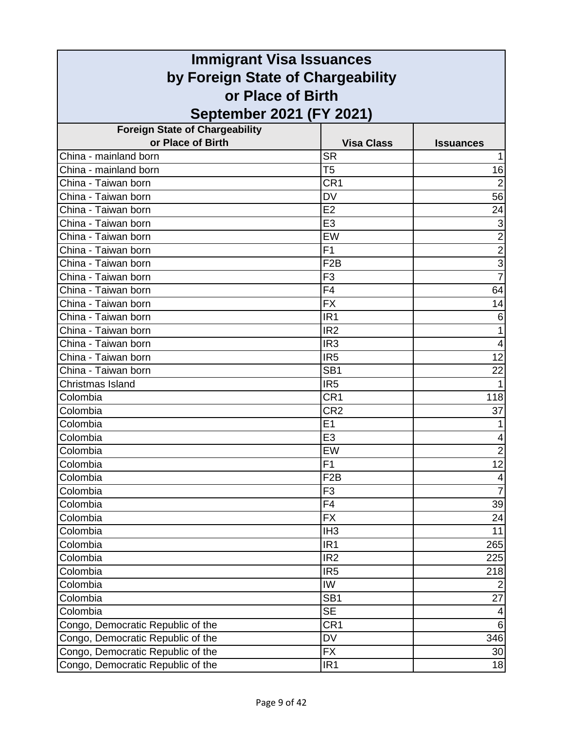# Immigrant Visa Issuances by Foreign State of Chargeability or Place of Birth September 2021 (FY 2021)

| Foreign State of Chargeability or Place of Birth | Visa Class | Issuances |
|---|---|---|
| China - mainland born | SR | 1 |
| China - mainland born | T5 | 16 |
| China - Taiwan born | CR1 | 2 |
| China - Taiwan born | DV | 56 |
| China - Taiwan born | E2 | 24 |
| China - Taiwan born | E3 | 3 |
| China - Taiwan born | EW | 2 |
| China - Taiwan born | F1 | 2 |
| China - Taiwan born | F2B | 3 |
| China - Taiwan born | F3 | 7 |
| China - Taiwan born | F4 | 64 |
| China - Taiwan born | FX | 14 |
| China - Taiwan born | IR1 | 6 |
| China - Taiwan born | IR2 | 1 |
| China - Taiwan born | IR3 | 4 |
| China - Taiwan born | IR5 | 12 |
| China - Taiwan born | SB1 | 22 |
| Christmas Island | IR5 | 1 |
| Colombia | CR1 | 118 |
| Colombia | CR2 | 37 |
| Colombia | E1 | 1 |
| Colombia | E3 | 4 |
| Colombia | EW | 2 |
| Colombia | F1 | 12 |
| Colombia | F2B | 4 |
| Colombia | F3 | 7 |
| Colombia | F4 | 39 |
| Colombia | FX | 24 |
| Colombia | IH3 | 11 |
| Colombia | IR1 | 265 |
| Colombia | IR2 | 225 |
| Colombia | IR5 | 218 |
| Colombia | IW | 2 |
| Colombia | SB1 | 27 |
| Colombia | SE | 4 |
| Congo, Democratic Republic of the | CR1 | 6 |
| Congo, Democratic Republic of the | DV | 346 |
| Congo, Democratic Republic of the | FX | 30 |
| Congo, Democratic Republic of the | IR1 | 18 |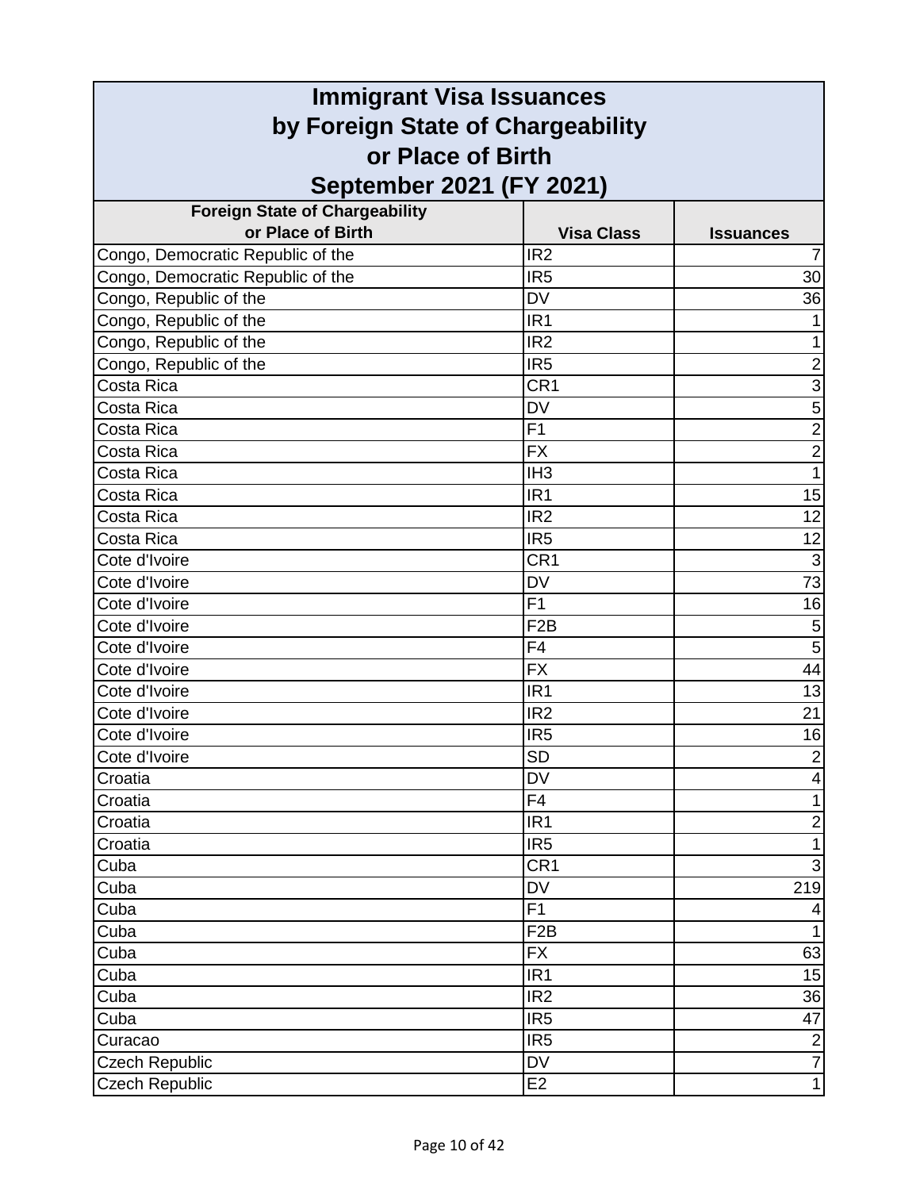# Immigrant Visa Issuances by Foreign State of Chargeability or Place of Birth September 2021 (FY 2021)

| Foreign State of Chargeability or Place of Birth | Visa Class | Issuances |
|---|---|---|
| Congo, Democratic Republic of the | IR2 | 7 |
| Congo, Democratic Republic of the | IR5 | 30 |
| Congo, Republic of the | DV | 36 |
| Congo, Republic of the | IR1 | 1 |
| Congo, Republic of the | IR2 | 1 |
| Congo, Republic of the | IR5 | 2 |
| Costa Rica | CR1 | 3 |
| Costa Rica | DV | 5 |
| Costa Rica | F1 | 2 |
| Costa Rica | FX | 2 |
| Costa Rica | IH3 | 1 |
| Costa Rica | IR1 | 15 |
| Costa Rica | IR2 | 12 |
| Costa Rica | IR5 | 12 |
| Cote d'Ivoire | CR1 | 3 |
| Cote d'Ivoire | DV | 73 |
| Cote d'Ivoire | F1 | 16 |
| Cote d'Ivoire | F2B | 5 |
| Cote d'Ivoire | F4 | 5 |
| Cote d'Ivoire | FX | 44 |
| Cote d'Ivoire | IR1 | 13 |
| Cote d'Ivoire | IR2 | 21 |
| Cote d'Ivoire | IR5 | 16 |
| Cote d'Ivoire | SD | 2 |
| Croatia | DV | 4 |
| Croatia | F4 | 1 |
| Croatia | IR1 | 2 |
| Croatia | IR5 | 1 |
| Cuba | CR1 | 3 |
| Cuba | DV | 219 |
| Cuba | F1 | 4 |
| Cuba | F2B | 1 |
| Cuba | FX | 63 |
| Cuba | IR1 | 15 |
| Cuba | IR2 | 36 |
| Cuba | IR5 | 47 |
| Curacao | IR5 | 2 |
| Czech Republic | DV | 7 |
| Czech Republic | E2 | 1 |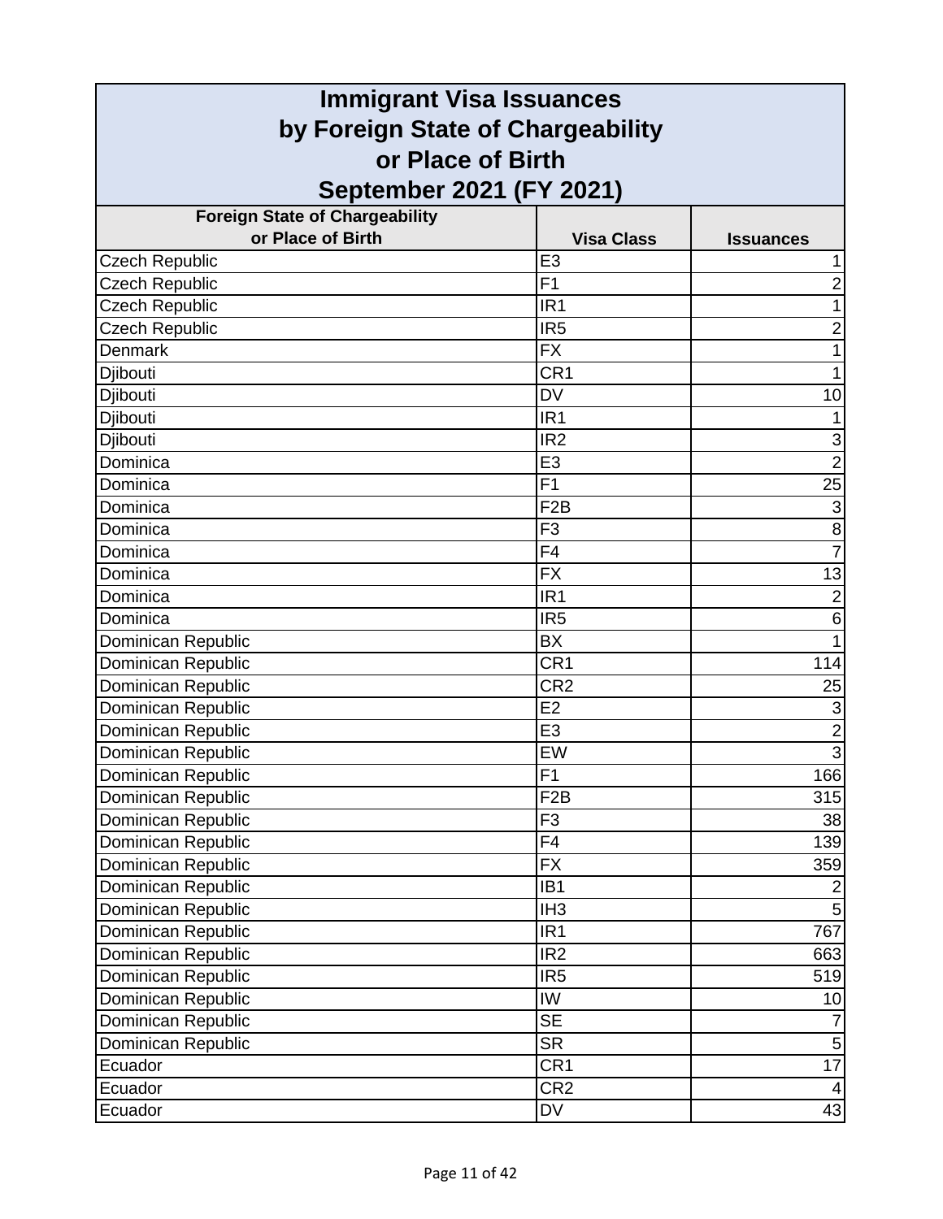# Immigrant Visa Issuances by Foreign State of Chargeability or Place of Birth September 2021 (FY 2021)

| Foreign State of Chargeability or Place of Birth | Visa Class | Issuances |
|---|---|---|
| Czech Republic | E3 | 1 |
| Czech Republic | F1 | 2 |
| Czech Republic | IR1 | 1 |
| Czech Republic | IR5 | 2 |
| Denmark | FX | 1 |
| Djibouti | CR1 | 1 |
| Djibouti | DV | 10 |
| Djibouti | IR1 | 1 |
| Djibouti | IR2 | 3 |
| Dominica | E3 | 2 |
| Dominica | F1 | 25 |
| Dominica | F2B | 3 |
| Dominica | F3 | 8 |
| Dominica | F4 | 7 |
| Dominica | FX | 13 |
| Dominica | IR1 | 2 |
| Dominica | IR5 | 6 |
| Dominican Republic | BX | 1 |
| Dominican Republic | CR1 | 114 |
| Dominican Republic | CR2 | 25 |
| Dominican Republic | E2 | 3 |
| Dominican Republic | E3 | 2 |
| Dominican Republic | EW | 3 |
| Dominican Republic | F1 | 166 |
| Dominican Republic | F2B | 315 |
| Dominican Republic | F3 | 38 |
| Dominican Republic | F4 | 139 |
| Dominican Republic | FX | 359 |
| Dominican Republic | IB1 | 2 |
| Dominican Republic | IH3 | 5 |
| Dominican Republic | IR1 | 767 |
| Dominican Republic | IR2 | 663 |
| Dominican Republic | IR5 | 519 |
| Dominican Republic | IW | 10 |
| Dominican Republic | SE | 7 |
| Dominican Republic | SR | 5 |
| Ecuador | CR1 | 17 |
| Ecuador | CR2 | 4 |
| Ecuador | DV | 43 |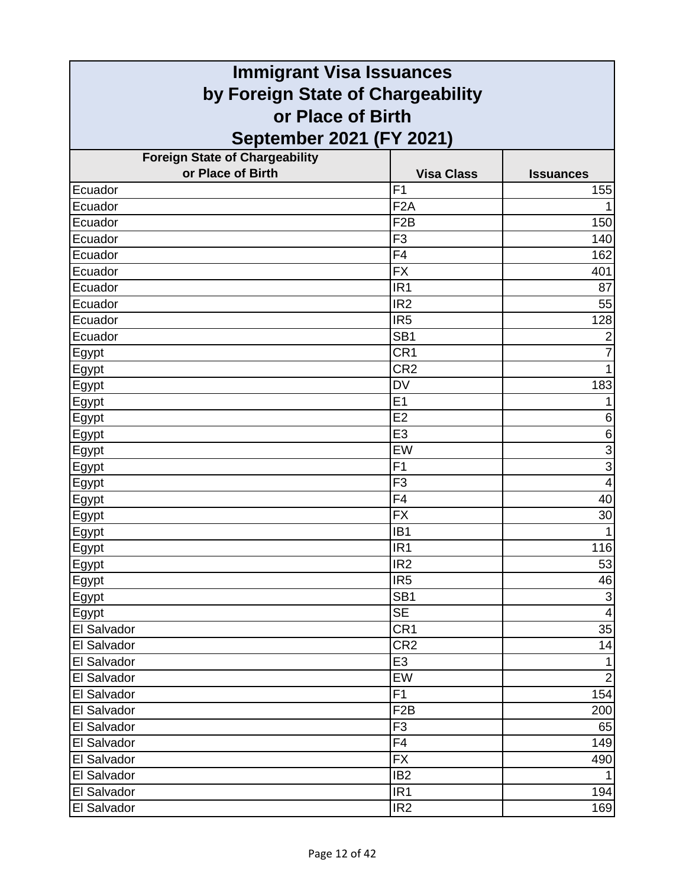# Immigrant Visa Issuances by Foreign State of Chargeability or Place of Birth September 2021 (FY 2021)

| Foreign State of Chargeability or Place of Birth | Visa Class | Issuances |
|---|---|---|
| Ecuador | F1 | 155 |
| Ecuador | F2A | 1 |
| Ecuador | F2B | 150 |
| Ecuador | F3 | 140 |
| Ecuador | F4 | 162 |
| Ecuador | FX | 401 |
| Ecuador | IR1 | 87 |
| Ecuador | IR2 | 55 |
| Ecuador | IR5 | 128 |
| Ecuador | SB1 | 2 |
| Egypt | CR1 | 7 |
| Egypt | CR2 | 1 |
| Egypt | DV | 183 |
| Egypt | E1 | 1 |
| Egypt | E2 | 6 |
| Egypt | E3 | 6 |
| Egypt | EW | 3 |
| Egypt | F1 | 3 |
| Egypt | F3 | 4 |
| Egypt | F4 | 40 |
| Egypt | FX | 30 |
| Egypt | IB1 | 1 |
| Egypt | IR1 | 116 |
| Egypt | IR2 | 53 |
| Egypt | IR5 | 46 |
| Egypt | SB1 | 3 |
| Egypt | SE | 4 |
| El Salvador | CR1 | 35 |
| El Salvador | CR2 | 14 |
| El Salvador | E3 | 1 |
| El Salvador | EW | 2 |
| El Salvador | F1 | 154 |
| El Salvador | F2B | 200 |
| El Salvador | F3 | 65 |
| El Salvador | F4 | 149 |
| El Salvador | FX | 490 |
| El Salvador | IB2 | 1 |
| El Salvador | IR1 | 194 |
| El Salvador | IR2 | 169 |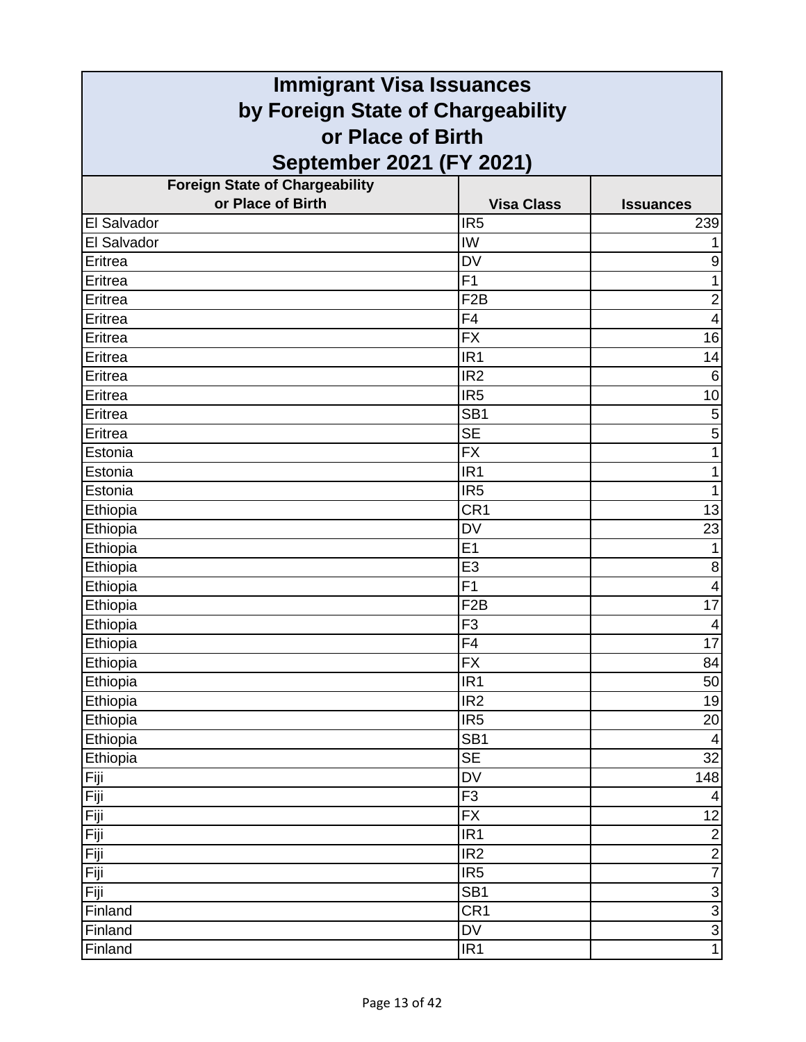# Immigrant Visa Issuances by Foreign State of Chargeability or Place of Birth September 2021 (FY 2021)

| Foreign State of Chargeability or Place of Birth | Visa Class | Issuances |
|---|---|---|
| El Salvador | IR5 | 239 |
| El Salvador | IW | 1 |
| Eritrea | DV | 9 |
| Eritrea | F1 | 1 |
| Eritrea | F2B | 2 |
| Eritrea | F4 | 4 |
| Eritrea | FX | 16 |
| Eritrea | IR1 | 14 |
| Eritrea | IR2 | 6 |
| Eritrea | IR5 | 10 |
| Eritrea | SB1 | 5 |
| Eritrea | SE | 5 |
| Estonia | FX | 1 |
| Estonia | IR1 | 1 |
| Estonia | IR5 | 1 |
| Ethiopia | CR1 | 13 |
| Ethiopia | DV | 23 |
| Ethiopia | E1 | 1 |
| Ethiopia | E3 | 8 |
| Ethiopia | F1 | 4 |
| Ethiopia | F2B | 17 |
| Ethiopia | F3 | 4 |
| Ethiopia | F4 | 17 |
| Ethiopia | FX | 84 |
| Ethiopia | IR1 | 50 |
| Ethiopia | IR2 | 19 |
| Ethiopia | IR5 | 20 |
| Ethiopia | SB1 | 4 |
| Ethiopia | SE | 32 |
| Fiji | DV | 148 |
| Fiji | F3 | 4 |
| Fiji | FX | 12 |
| Fiji | IR1 | 2 |
| Fiji | IR2 | 2 |
| Fiji | IR5 | 7 |
| Fiji | SB1 | 3 |
| Finland | CR1 | 3 |
| Finland | DV | 3 |
| Finland | IR1 | 1 |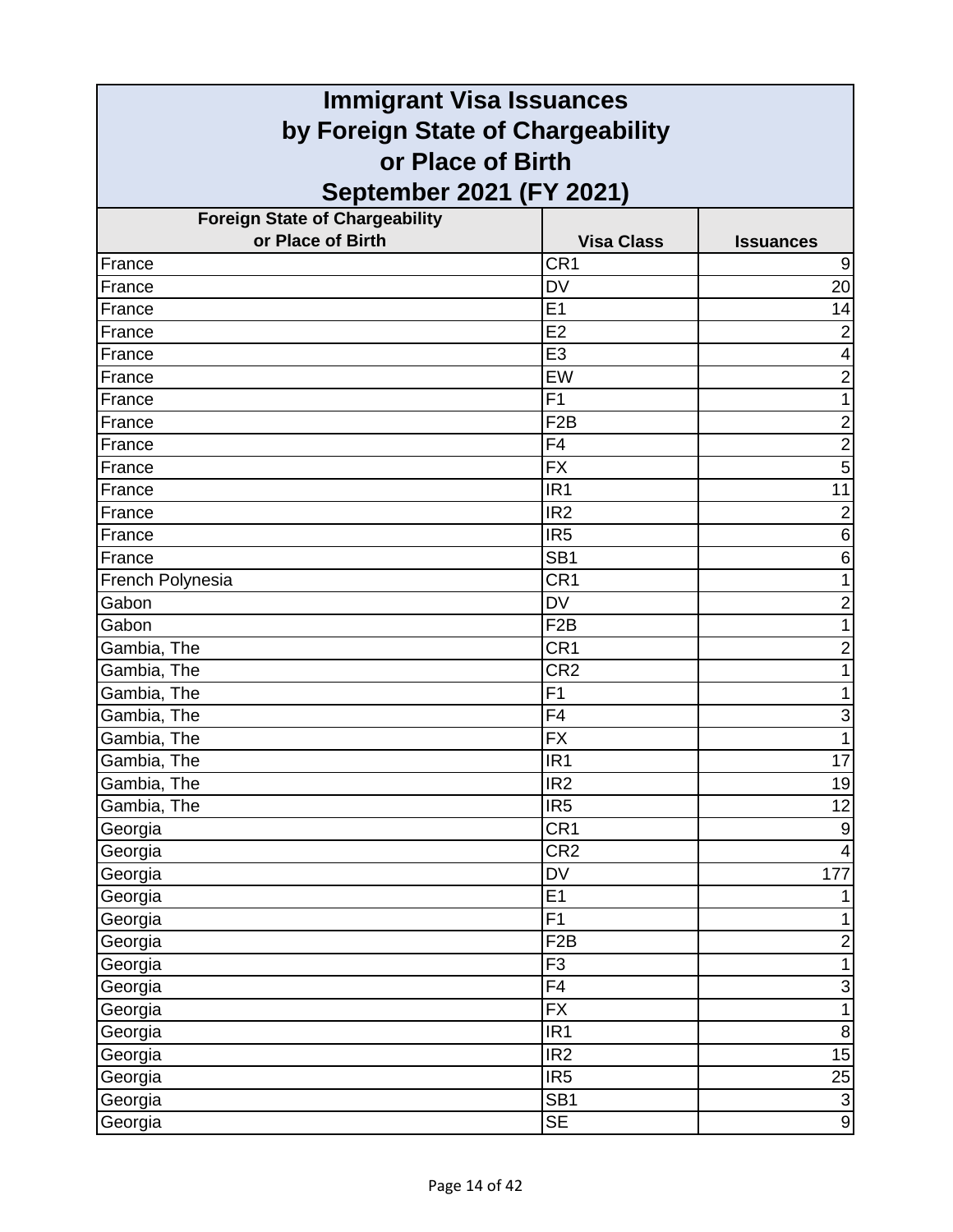# Immigrant Visa Issuances by Foreign State of Chargeability or Place of Birth September 2021 (FY 2021)

| Foreign State of Chargeability or Place of Birth | Visa Class | Issuances |
|---|---|---|
| France | CR1 | 9 |
| France | DV | 20 |
| France | E1 | 14 |
| France | E2 | 2 |
| France | E3 | 4 |
| France | EW | 2 |
| France | F1 | 1 |
| France | F2B | 2 |
| France | F4 | 2 |
| France | FX | 5 |
| France | IR1 | 11 |
| France | IR2 | 2 |
| France | IR5 | 6 |
| France | SB1 | 6 |
| French Polynesia | CR1 | 1 |
| Gabon | DV | 2 |
| Gabon | F2B | 1 |
| Gambia, The | CR1 | 2 |
| Gambia, The | CR2 | 1 |
| Gambia, The | F1 | 1 |
| Gambia, The | F4 | 3 |
| Gambia, The | FX | 1 |
| Gambia, The | IR1 | 17 |
| Gambia, The | IR2 | 19 |
| Gambia, The | IR5 | 12 |
| Georgia | CR1 | 9 |
| Georgia | CR2 | 4 |
| Georgia | DV | 177 |
| Georgia | E1 | 1 |
| Georgia | F1 | 1 |
| Georgia | F2B | 2 |
| Georgia | F3 | 1 |
| Georgia | F4 | 3 |
| Georgia | FX | 1 |
| Georgia | IR1 | 8 |
| Georgia | IR2 | 15 |
| Georgia | IR5 | 25 |
| Georgia | SB1 | 3 |
| Georgia | SE | 9 |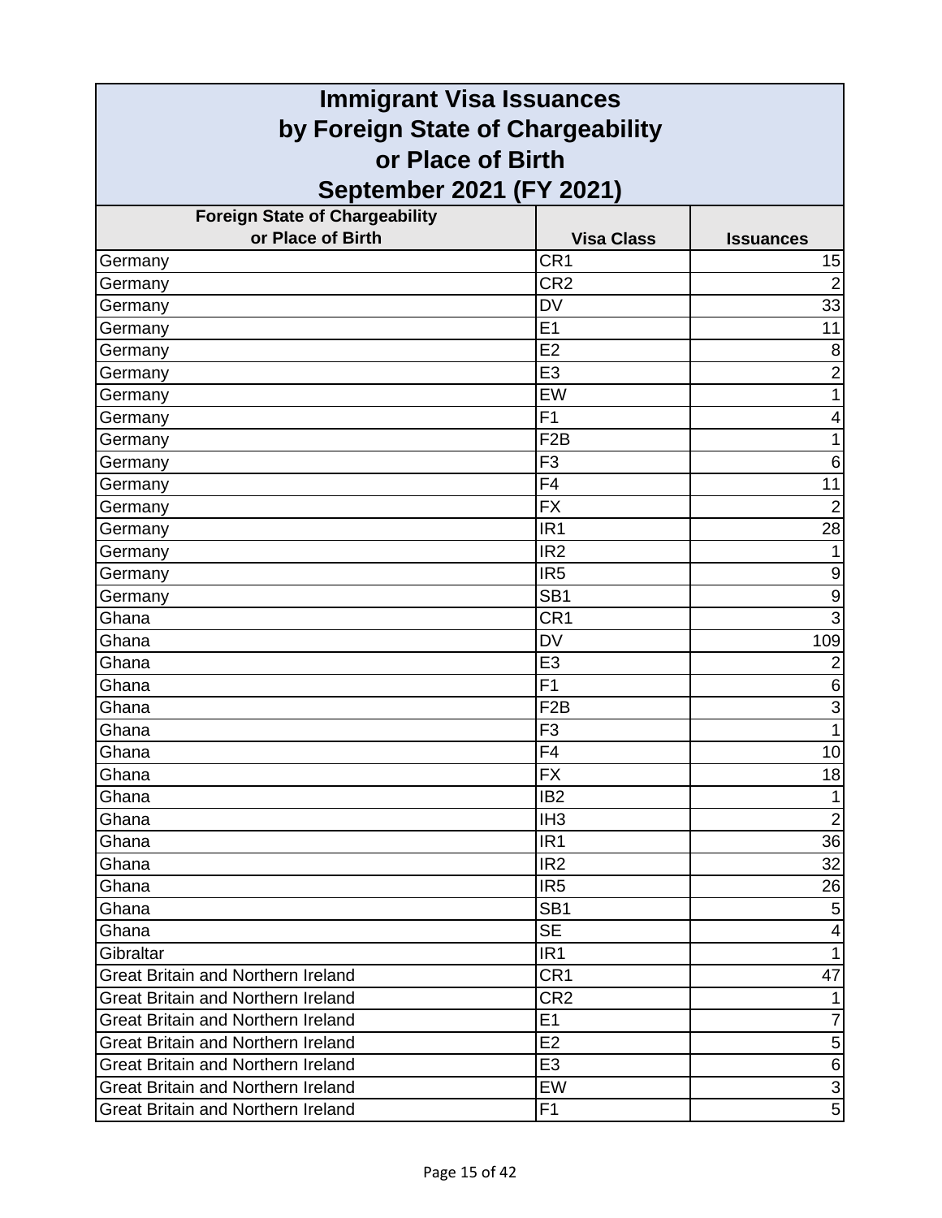# Immigrant Visa Issuances by Foreign State of Chargeability or Place of Birth September 2021 (FY 2021)

| Foreign State of Chargeability or Place of Birth | Visa Class | Issuances |
|---|---|---|
| Germany | CR1 | 15 |
| Germany | CR2 | 2 |
| Germany | DV | 33 |
| Germany | E1 | 11 |
| Germany | E2 | 8 |
| Germany | E3 | 2 |
| Germany | EW | 1 |
| Germany | F1 | 4 |
| Germany | F2B | 1 |
| Germany | F3 | 6 |
| Germany | F4 | 11 |
| Germany | FX | 2 |
| Germany | IR1 | 28 |
| Germany | IR2 | 1 |
| Germany | IR5 | 9 |
| Germany | SB1 | 9 |
| Ghana | CR1 | 3 |
| Ghana | DV | 109 |
| Ghana | E3 | 2 |
| Ghana | F1 | 6 |
| Ghana | F2B | 3 |
| Ghana | F3 | 1 |
| Ghana | F4 | 10 |
| Ghana | FX | 18 |
| Ghana | IB2 | 1 |
| Ghana | IH3 | 2 |
| Ghana | IR1 | 36 |
| Ghana | IR2 | 32 |
| Ghana | IR5 | 26 |
| Ghana | SB1 | 5 |
| Ghana | SE | 4 |
| Gibraltar | IR1 | 1 |
| Great Britain and Northern Ireland | CR1 | 47 |
| Great Britain and Northern Ireland | CR2 | 1 |
| Great Britain and Northern Ireland | E1 | 7 |
| Great Britain and Northern Ireland | E2 | 5 |
| Great Britain and Northern Ireland | E3 | 6 |
| Great Britain and Northern Ireland | EW | 3 |
| Great Britain and Northern Ireland | F1 | 5 |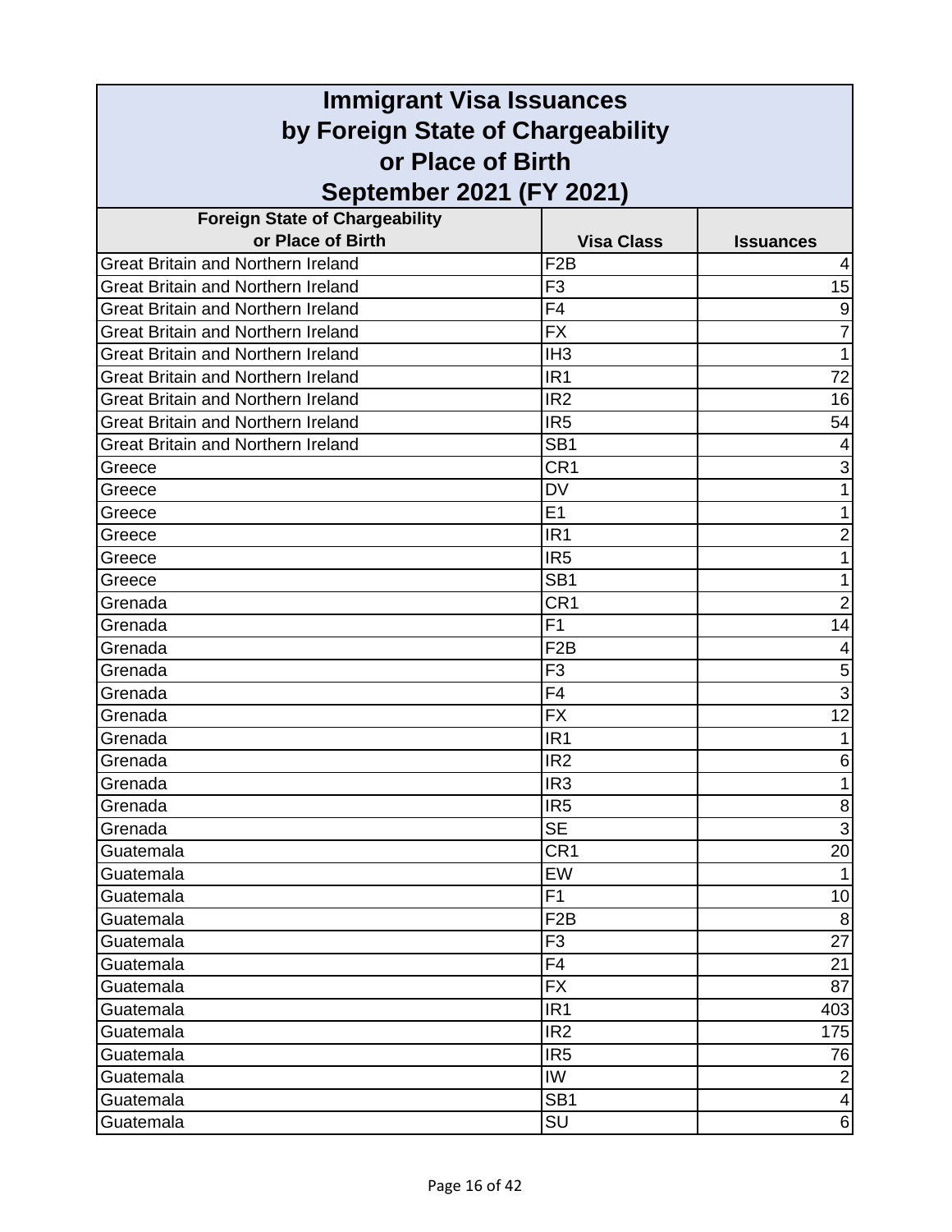# Immigrant Visa Issuances by Foreign State of Chargeability or Place of Birth September 2021 (FY 2021)

| Foreign State of Chargeability or Place of Birth | Visa Class | Issuances |
|---|---|---|
| Great Britain and Northern Ireland | F2B | 4 |
| Great Britain and Northern Ireland | F3 | 15 |
| Great Britain and Northern Ireland | F4 | 9 |
| Great Britain and Northern Ireland | FX | 7 |
| Great Britain and Northern Ireland | IH3 | 1 |
| Great Britain and Northern Ireland | IR1 | 72 |
| Great Britain and Northern Ireland | IR2 | 16 |
| Great Britain and Northern Ireland | IR5 | 54 |
| Great Britain and Northern Ireland | SB1 | 4 |
| Greece | CR1 | 3 |
| Greece | DV | 1 |
| Greece | E1 | 1 |
| Greece | IR1 | 2 |
| Greece | IR5 | 1 |
| Greece | SB1 | 1 |
| Grenada | CR1 | 2 |
| Grenada | F1 | 14 |
| Grenada | F2B | 4 |
| Grenada | F3 | 5 |
| Grenada | F4 | 3 |
| Grenada | FX | 12 |
| Grenada | IR1 | 1 |
| Grenada | IR2 | 6 |
| Grenada | IR3 | 1 |
| Grenada | IR5 | 8 |
| Grenada | SE | 3 |
| Guatemala | CR1 | 20 |
| Guatemala | EW | 1 |
| Guatemala | F1 | 10 |
| Guatemala | F2B | 8 |
| Guatemala | F3 | 27 |
| Guatemala | F4 | 21 |
| Guatemala | FX | 87 |
| Guatemala | IR1 | 403 |
| Guatemala | IR2 | 175 |
| Guatemala | IR5 | 76 |
| Guatemala | IW | 2 |
| Guatemala | SB1 | 4 |
| Guatemala | SU | 6 |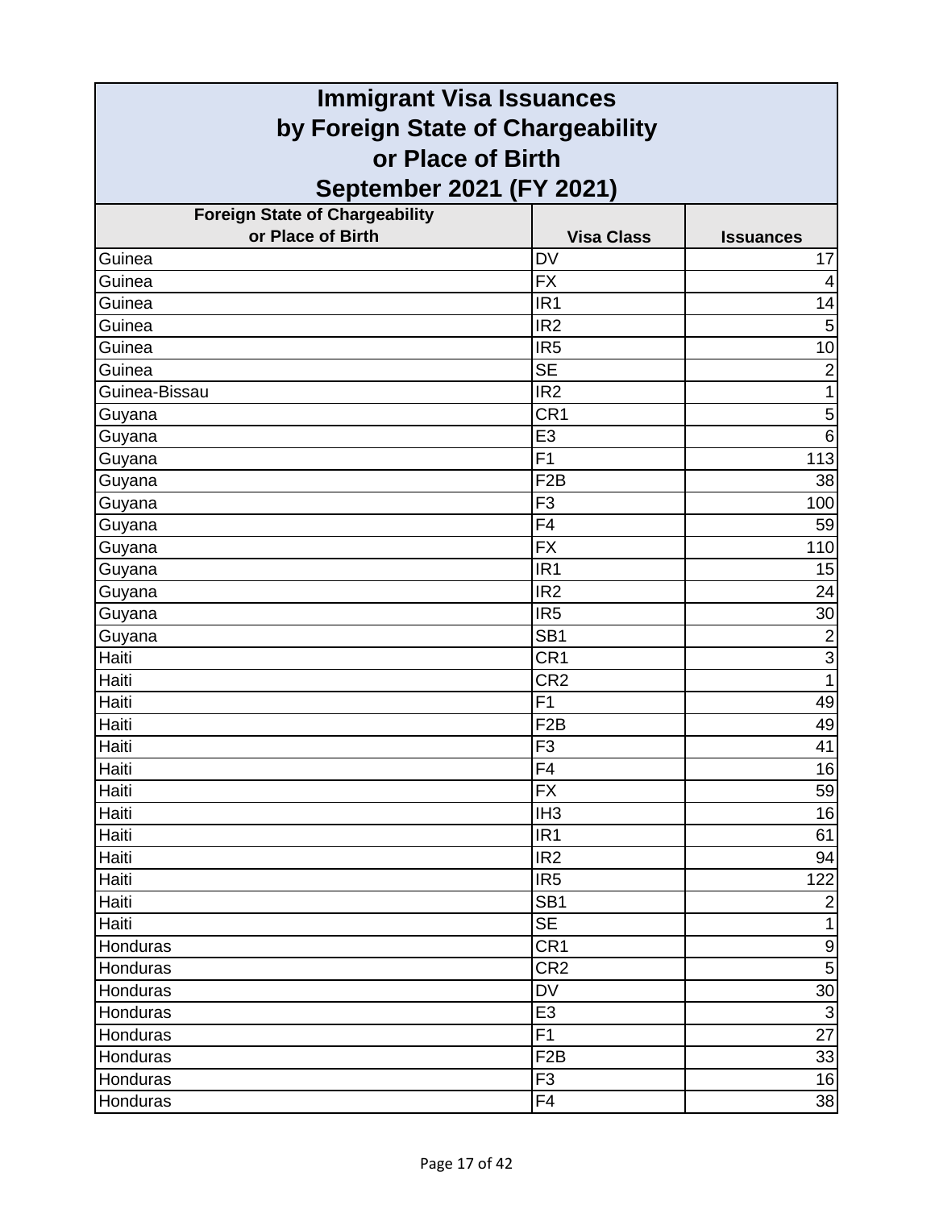# Immigrant Visa Issuances by Foreign State of Chargeability or Place of Birth September 2021 (FY 2021)

| Foreign State of Chargeability or Place of Birth | Visa Class | Issuances |
|---|---|---|
| Guinea | DV | 17 |
| Guinea | FX | 4 |
| Guinea | IR1 | 14 |
| Guinea | IR2 | 5 |
| Guinea | IR5 | 10 |
| Guinea | SE | 2 |
| Guinea-Bissau | IR2 | 1 |
| Guyana | CR1 | 5 |
| Guyana | E3 | 6 |
| Guyana | F1 | 113 |
| Guyana | F2B | 38 |
| Guyana | F3 | 100 |
| Guyana | F4 | 59 |
| Guyana | FX | 110 |
| Guyana | IR1 | 15 |
| Guyana | IR2 | 24 |
| Guyana | IR5 | 30 |
| Guyana | SB1 | 2 |
| Haiti | CR1 | 3 |
| Haiti | CR2 | 1 |
| Haiti | F1 | 49 |
| Haiti | F2B | 49 |
| Haiti | F3 | 41 |
| Haiti | F4 | 16 |
| Haiti | FX | 59 |
| Haiti | IH3 | 16 |
| Haiti | IR1 | 61 |
| Haiti | IR2 | 94 |
| Haiti | IR5 | 122 |
| Haiti | SB1 | 2 |
| Haiti | SE | 1 |
| Honduras | CR1 | 9 |
| Honduras | CR2 | 5 |
| Honduras | DV | 30 |
| Honduras | E3 | 3 |
| Honduras | F1 | 27 |
| Honduras | F2B | 33 |
| Honduras | F3 | 16 |
| Honduras | F4 | 38 |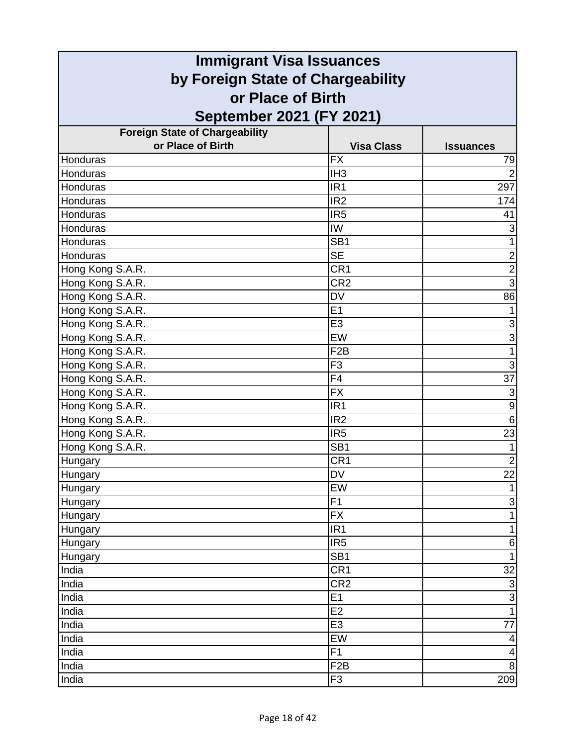# Immigrant Visa Issuances by Foreign State of Chargeability or Place of Birth September 2021 (FY 2021)

| Foreign State of Chargeability or Place of Birth | Visa Class | Issuances |
|---|---|---|
| Honduras | FX | 79 |
| Honduras | IH3 | 2 |
| Honduras | IR1 | 297 |
| Honduras | IR2 | 174 |
| Honduras | IR5 | 41 |
| Honduras | IW | 3 |
| Honduras | SB1 | 1 |
| Honduras | SE | 2 |
| Hong Kong S.A.R. | CR1 | 2 |
| Hong Kong S.A.R. | CR2 | 3 |
| Hong Kong S.A.R. | DV | 86 |
| Hong Kong S.A.R. | E1 | 1 |
| Hong Kong S.A.R. | E3 | 3 |
| Hong Kong S.A.R. | EW | 3 |
| Hong Kong S.A.R. | F2B | 1 |
| Hong Kong S.A.R. | F3 | 3 |
| Hong Kong S.A.R. | F4 | 37 |
| Hong Kong S.A.R. | FX | 3 |
| Hong Kong S.A.R. | IR1 | 9 |
| Hong Kong S.A.R. | IR2 | 6 |
| Hong Kong S.A.R. | IR5 | 23 |
| Hong Kong S.A.R. | SB1 | 1 |
| Hungary | CR1 | 2 |
| Hungary | DV | 22 |
| Hungary | EW | 1 |
| Hungary | F1 | 3 |
| Hungary | FX | 1 |
| Hungary | IR1 | 1 |
| Hungary | IR5 | 6 |
| Hungary | SB1 | 1 |
| India | CR1 | 32 |
| India | CR2 | 3 |
| India | E1 | 3 |
| India | E2 | 1 |
| India | E3 | 77 |
| India | EW | 4 |
| India | F1 | 4 |
| India | F2B | 8 |
| India | F3 | 209 |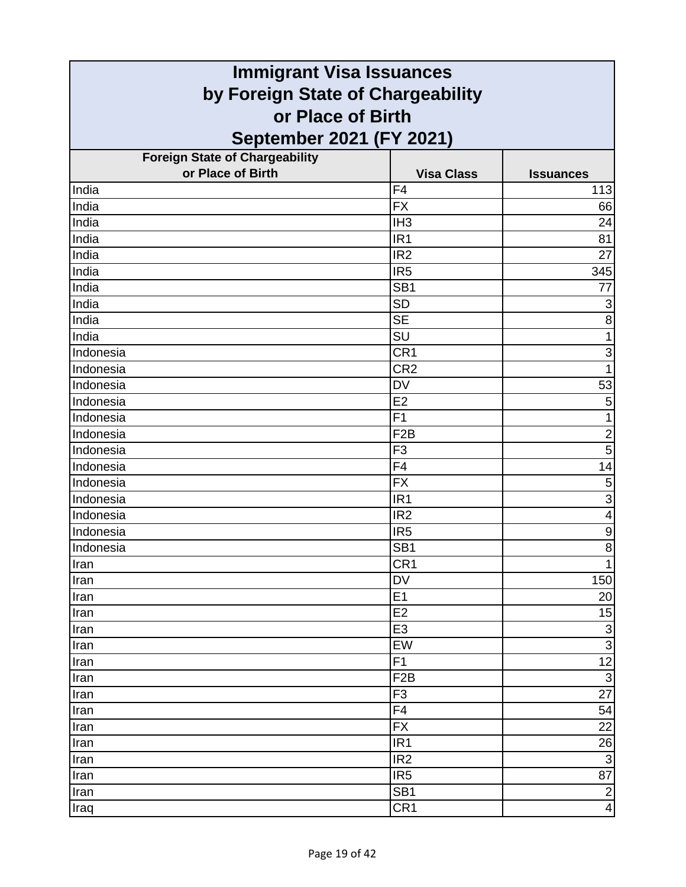# Immigrant Visa Issuances by Foreign State of Chargeability or Place of Birth September 2021 (FY 2021)

| Foreign State of Chargeability or Place of Birth | Visa Class | Issuances |
|---|---|---|
| India | F4 | 113 |
| India | FX | 66 |
| India | IH3 | 24 |
| India | IR1 | 81 |
| India | IR2 | 27 |
| India | IR5 | 345 |
| India | SB1 | 77 |
| India | SD | 3 |
| India | SE | 8 |
| India | SU | 1 |
| Indonesia | CR1 | 3 |
| Indonesia | CR2 | 1 |
| Indonesia | DV | 53 |
| Indonesia | E2 | 5 |
| Indonesia | F1 | 1 |
| Indonesia | F2B | 2 |
| Indonesia | F3 | 5 |
| Indonesia | F4 | 14 |
| Indonesia | FX | 5 |
| Indonesia | IR1 | 3 |
| Indonesia | IR2 | 4 |
| Indonesia | IR5 | 9 |
| Indonesia | SB1 | 8 |
| Iran | CR1 | 1 |
| Iran | DV | 150 |
| Iran | E1 | 20 |
| Iran | E2 | 15 |
| Iran | E3 | 3 |
| Iran | EW | 3 |
| Iran | F1 | 12 |
| Iran | F2B | 3 |
| Iran | F3 | 27 |
| Iran | F4 | 54 |
| Iran | FX | 22 |
| Iran | IR1 | 26 |
| Iran | IR2 | 3 |
| Iran | IR5 | 87 |
| Iran | SB1 | 2 |
| Iraq | CR1 | 4 |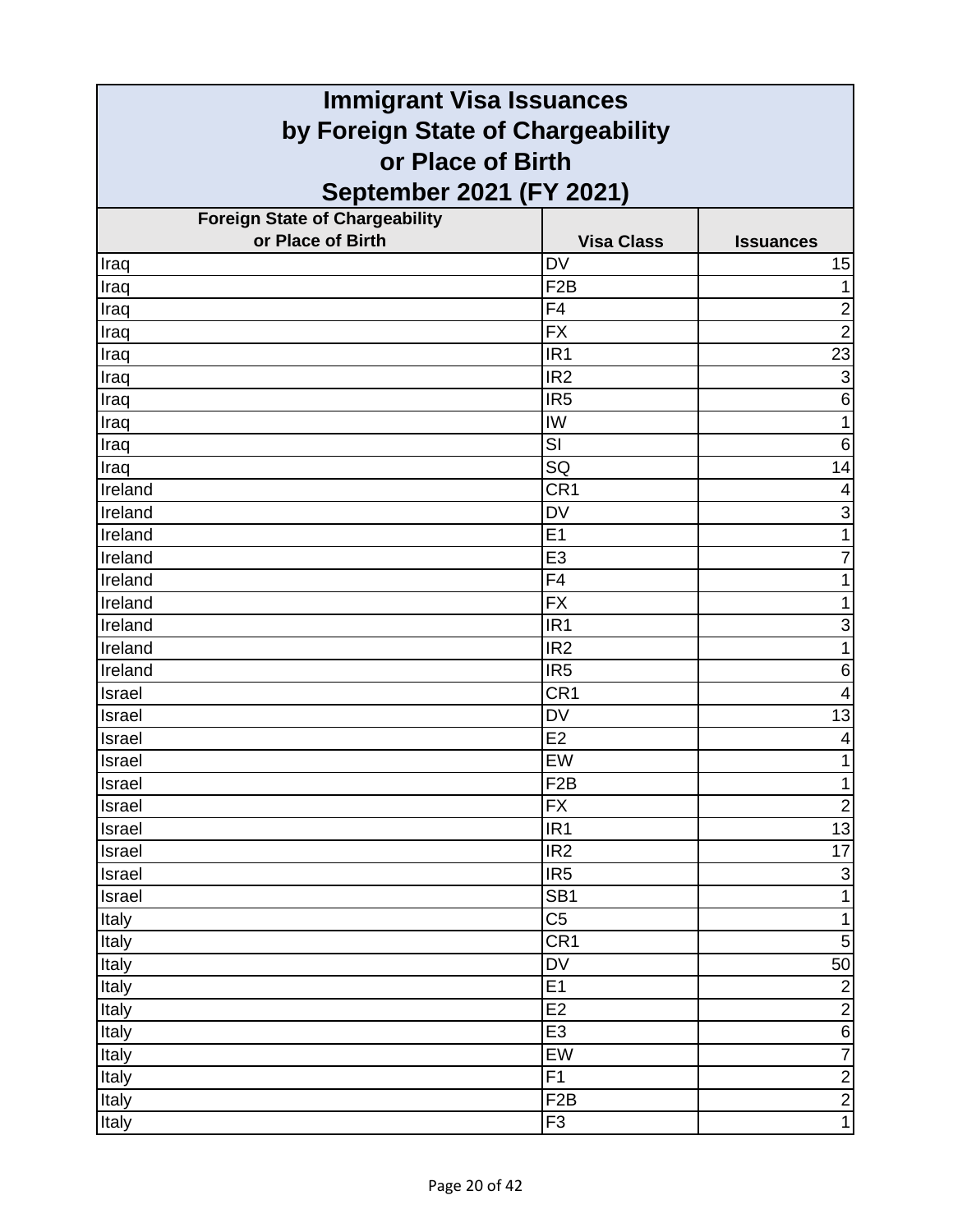# Immigrant Visa Issuances by Foreign State of Chargeability or Place of Birth September 2021 (FY 2021)

| Foreign State of Chargeability or Place of Birth | Visa Class | Issuances |
|---|---|---|
| Iraq | DV | 15 |
| Iraq | F2B | 1 |
| Iraq | F4 | 2 |
| Iraq | FX | 2 |
| Iraq | IR1 | 23 |
| Iraq | IR2 | 3 |
| Iraq | IR5 | 6 |
| Iraq | IW | 1 |
| Iraq | SI | 6 |
| Iraq | SQ | 14 |
| Ireland | CR1 | 4 |
| Ireland | DV | 3 |
| Ireland | E1 | 1 |
| Ireland | E3 | 7 |
| Ireland | F4 | 1 |
| Ireland | FX | 1 |
| Ireland | IR1 | 3 |
| Ireland | IR2 | 1 |
| Ireland | IR5 | 6 |
| Israel | CR1 | 4 |
| Israel | DV | 13 |
| Israel | E2 | 4 |
| Israel | EW | 1 |
| Israel | F2B | 1 |
| Israel | FX | 2 |
| Israel | IR1 | 13 |
| Israel | IR2 | 17 |
| Israel | IR5 | 3 |
| Israel | SB1 | 1 |
| Italy | C5 | 1 |
| Italy | CR1 | 5 |
| Italy | DV | 50 |
| Italy | E1 | 2 |
| Italy | E2 | 2 |
| Italy | E3 | 6 |
| Italy | EW | 7 |
| Italy | F1 | 2 |
| Italy | F2B | 2 |
| Italy | F3 | 1 |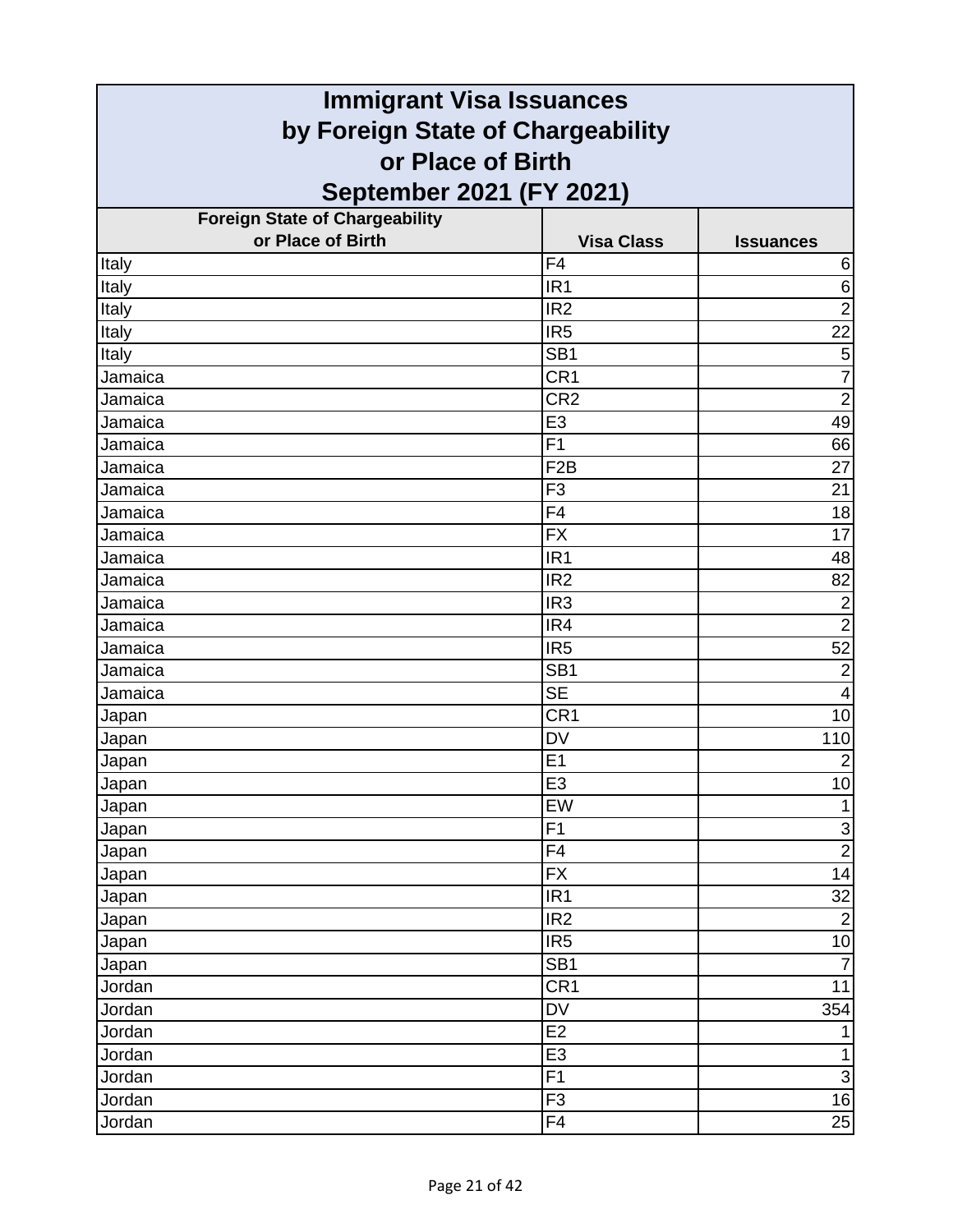# Immigrant Visa Issuances by Foreign State of Chargeability or Place of Birth September 2021 (FY 2021)

| Foreign State of Chargeability or Place of Birth | Visa Class | Issuances |
|---|---|---|
| Italy | F4 | 6 |
| Italy | IR1 | 6 |
| Italy | IR2 | 2 |
| Italy | IR5 | 22 |
| Italy | SB1 | 5 |
| Jamaica | CR1 | 7 |
| Jamaica | CR2 | 2 |
| Jamaica | E3 | 49 |
| Jamaica | F1 | 66 |
| Jamaica | F2B | 27 |
| Jamaica | F3 | 21 |
| Jamaica | F4 | 18 |
| Jamaica | FX | 17 |
| Jamaica | IR1 | 48 |
| Jamaica | IR2 | 82 |
| Jamaica | IR3 | 2 |
| Jamaica | IR4 | 2 |
| Jamaica | IR5 | 52 |
| Jamaica | SB1 | 2 |
| Jamaica | SE | 4 |
| Japan | CR1 | 10 |
| Japan | DV | 110 |
| Japan | E1 | 2 |
| Japan | E3 | 10 |
| Japan | EW | 1 |
| Japan | F1 | 3 |
| Japan | F4 | 2 |
| Japan | FX | 14 |
| Japan | IR1 | 32 |
| Japan | IR2 | 2 |
| Japan | IR5 | 10 |
| Japan | SB1 | 7 |
| Jordan | CR1 | 11 |
| Jordan | DV | 354 |
| Jordan | E2 | 1 |
| Jordan | E3 | 1 |
| Jordan | F1 | 3 |
| Jordan | F3 | 16 |
| Jordan | F4 | 25 |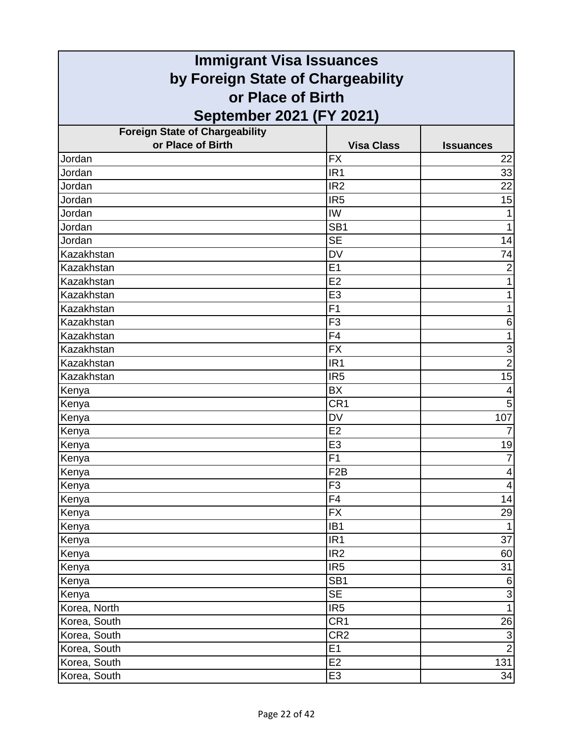# Immigrant Visa Issuances by Foreign State of Chargeability or Place of Birth September 2021 (FY 2021)

| Foreign State of Chargeability or Place of Birth | Visa Class | Issuances |
|---|---|---|
| Jordan | FX | 22 |
| Jordan | IR1 | 33 |
| Jordan | IR2 | 22 |
| Jordan | IR5 | 15 |
| Jordan | IW | 1 |
| Jordan | SB1 | 1 |
| Jordan | SE | 14 |
| Kazakhstan | DV | 74 |
| Kazakhstan | E1 | 2 |
| Kazakhstan | E2 | 1 |
| Kazakhstan | E3 | 1 |
| Kazakhstan | F1 | 1 |
| Kazakhstan | F3 | 6 |
| Kazakhstan | F4 | 1 |
| Kazakhstan | FX | 3 |
| Kazakhstan | IR1 | 2 |
| Kazakhstan | IR5 | 15 |
| Kenya | BX | 4 |
| Kenya | CR1 | 5 |
| Kenya | DV | 107 |
| Kenya | E2 | 7 |
| Kenya | E3 | 19 |
| Kenya | F1 | 7 |
| Kenya | F2B | 4 |
| Kenya | F3 | 4 |
| Kenya | F4 | 14 |
| Kenya | FX | 29 |
| Kenya | IB1 | 1 |
| Kenya | IR1 | 37 |
| Kenya | IR2 | 60 |
| Kenya | IR5 | 31 |
| Kenya | SB1 | 6 |
| Kenya | SE | 3 |
| Korea, North | IR5 | 1 |
| Korea, South | CR1 | 26 |
| Korea, South | CR2 | 3 |
| Korea, South | E1 | 2 |
| Korea, South | E2 | 131 |
| Korea, South | E3 | 34 |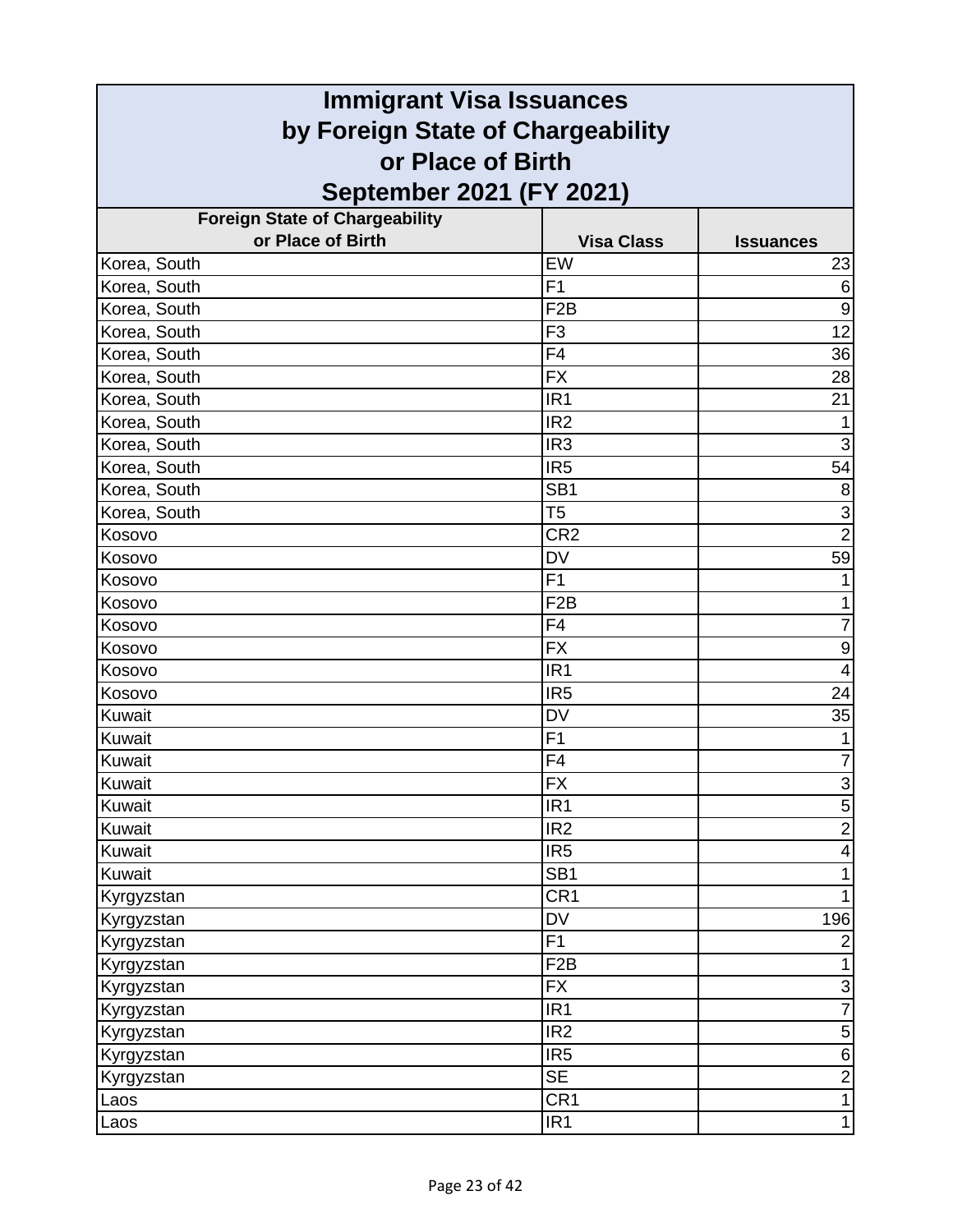# Immigrant Visa Issuances by Foreign State of Chargeability or Place of Birth September 2021 (FY 2021)

| Foreign State of Chargeability or Place of Birth | Visa Class | Issuances |
|---|---|---|
| Korea, South | EW | 23 |
| Korea, South | F1 | 6 |
| Korea, South | F2B | 9 |
| Korea, South | F3 | 12 |
| Korea, South | F4 | 36 |
| Korea, South | FX | 28 |
| Korea, South | IR1 | 21 |
| Korea, South | IR2 | 1 |
| Korea, South | IR3 | 3 |
| Korea, South | IR5 | 54 |
| Korea, South | SB1 | 8 |
| Korea, South | T5 | 3 |
| Kosovo | CR2 | 2 |
| Kosovo | DV | 59 |
| Kosovo | F1 | 1 |
| Kosovo | F2B | 1 |
| Kosovo | F4 | 7 |
| Kosovo | FX | 9 |
| Kosovo | IR1 | 4 |
| Kosovo | IR5 | 24 |
| Kuwait | DV | 35 |
| Kuwait | F1 | 1 |
| Kuwait | F4 | 7 |
| Kuwait | FX | 3 |
| Kuwait | IR1 | 5 |
| Kuwait | IR2 | 2 |
| Kuwait | IR5 | 4 |
| Kuwait | SB1 | 1 |
| Kyrgyzstan | CR1 | 1 |
| Kyrgyzstan | DV | 196 |
| Kyrgyzstan | F1 | 2 |
| Kyrgyzstan | F2B | 1 |
| Kyrgyzstan | FX | 3 |
| Kyrgyzstan | IR1 | 7 |
| Kyrgyzstan | IR2 | 5 |
| Kyrgyzstan | IR5 | 6 |
| Kyrgyzstan | SE | 2 |
| Laos | CR1 | 1 |
| Laos | IR1 | 1 |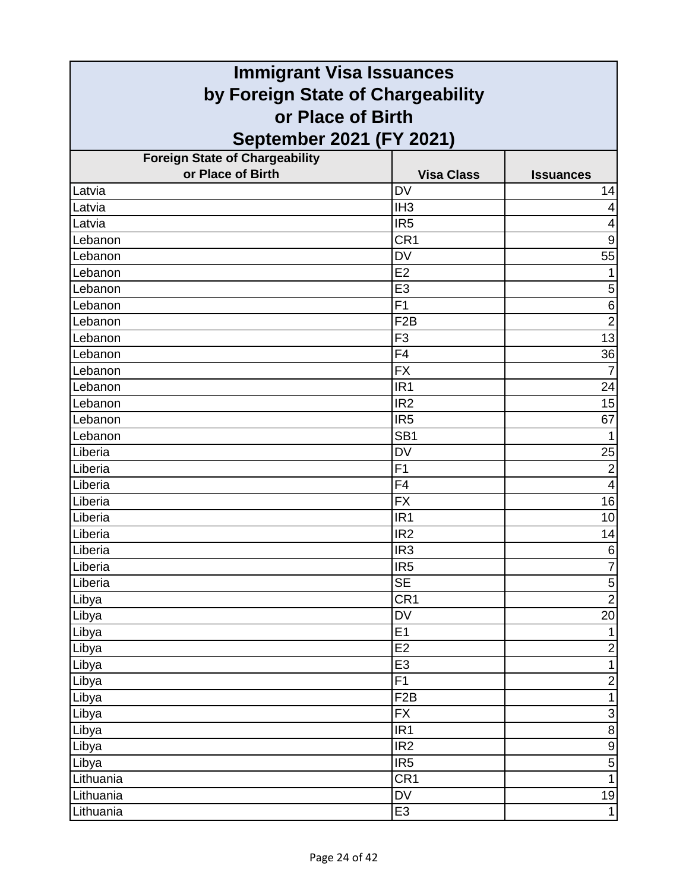# Immigrant Visa Issuances by Foreign State of Chargeability or Place of Birth September 2021 (FY 2021)

| Foreign State of Chargeability or Place of Birth | Visa Class | Issuances |
|---|---|---|
| Latvia | DV | 14 |
| Latvia | IH3 | 4 |
| Latvia | IR5 | 4 |
| Lebanon | CR1 | 9 |
| Lebanon | DV | 55 |
| Lebanon | E2 | 1 |
| Lebanon | E3 | 5 |
| Lebanon | F1 | 6 |
| Lebanon | F2B | 2 |
| Lebanon | F3 | 13 |
| Lebanon | F4 | 36 |
| Lebanon | FX | 7 |
| Lebanon | IR1 | 24 |
| Lebanon | IR2 | 15 |
| Lebanon | IR5 | 67 |
| Lebanon | SB1 | 1 |
| Liberia | DV | 25 |
| Liberia | F1 | 2 |
| Liberia | F4 | 4 |
| Liberia | FX | 16 |
| Liberia | IR1 | 10 |
| Liberia | IR2 | 14 |
| Liberia | IR3 | 6 |
| Liberia | IR5 | 7 |
| Liberia | SE | 5 |
| Libya | CR1 | 2 |
| Libya | DV | 20 |
| Libya | E1 | 1 |
| Libya | E2 | 2 |
| Libya | E3 | 1 |
| Libya | F1 | 2 |
| Libya | F2B | 1 |
| Libya | FX | 3 |
| Libya | IR1 | 8 |
| Libya | IR2 | 9 |
| Libya | IR5 | 5 |
| Lithuania | CR1 | 1 |
| Lithuania | DV | 19 |
| Lithuania | E3 | 1 |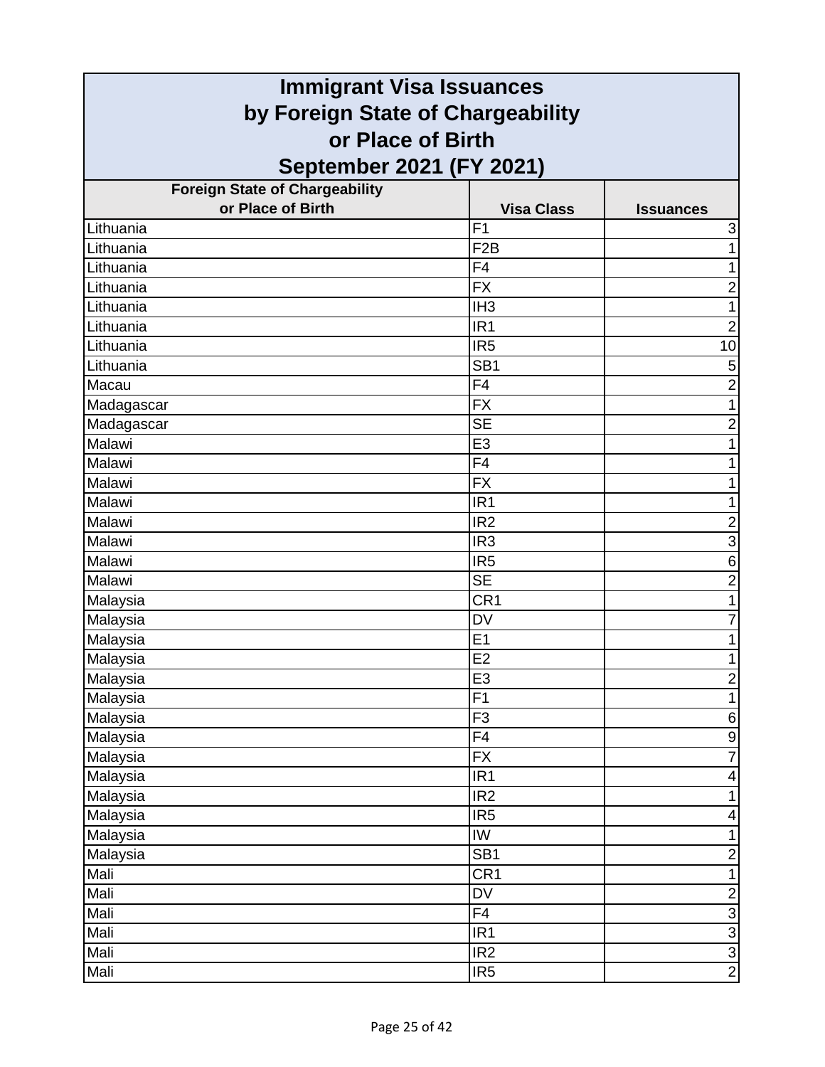# Immigrant Visa Issuances by Foreign State of Chargeability or Place of Birth September 2021 (FY 2021)

| Foreign State of Chargeability or Place of Birth | Visa Class | Issuances |
|---|---|---|
| Lithuania | F1 | 3 |
| Lithuania | F2B | 1 |
| Lithuania | F4 | 1 |
| Lithuania | FX | 2 |
| Lithuania | IH3 | 1 |
| Lithuania | IR1 | 2 |
| Lithuania | IR5 | 10 |
| Lithuania | SB1 | 5 |
| Macau | F4 | 2 |
| Madagascar | FX | 1 |
| Madagascar | SE | 2 |
| Malawi | E3 | 1 |
| Malawi | F4 | 1 |
| Malawi | FX | 1 |
| Malawi | IR1 | 1 |
| Malawi | IR2 | 2 |
| Malawi | IR3 | 3 |
| Malawi | IR5 | 6 |
| Malawi | SE | 2 |
| Malaysia | CR1 | 1 |
| Malaysia | DV | 7 |
| Malaysia | E1 | 1 |
| Malaysia | E2 | 1 |
| Malaysia | E3 | 2 |
| Malaysia | F1 | 1 |
| Malaysia | F3 | 6 |
| Malaysia | F4 | 9 |
| Malaysia | FX | 7 |
| Malaysia | IR1 | 4 |
| Malaysia | IR2 | 1 |
| Malaysia | IR5 | 4 |
| Malaysia | IW | 1 |
| Malaysia | SB1 | 2 |
| Mali | CR1 | 1 |
| Mali | DV | 2 |
| Mali | F4 | 3 |
| Mali | IR1 | 3 |
| Mali | IR2 | 3 |
| Mali | IR5 | 2 |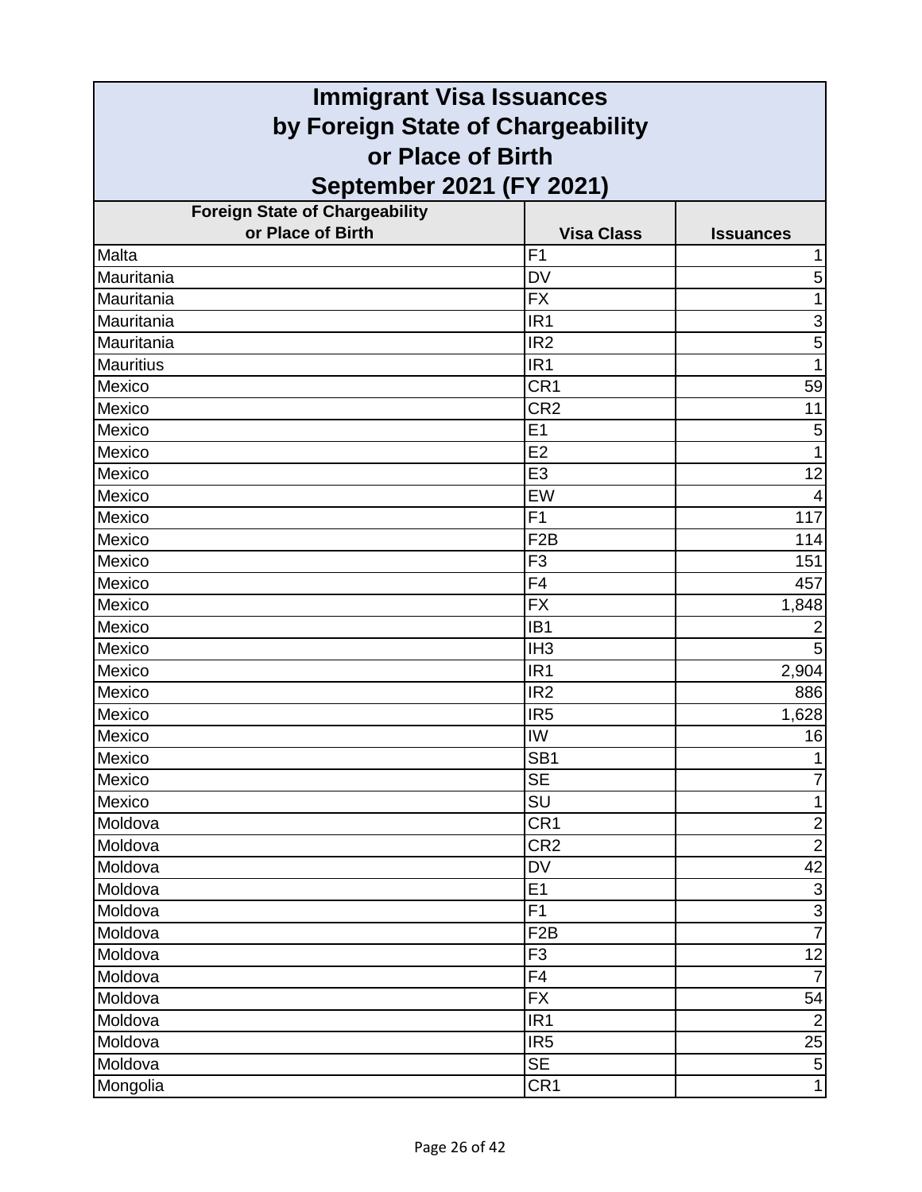# Immigrant Visa Issuances by Foreign State of Chargeability or Place of Birth September 2021 (FY 2021)

| Foreign State of Chargeability or Place of Birth | Visa Class | Issuances |
|---|---|---|
| Malta | F1 | 1 |
| Mauritania | DV | 5 |
| Mauritania | FX | 1 |
| Mauritania | IR1 | 3 |
| Mauritania | IR2 | 5 |
| Mauritius | IR1 | 1 |
| Mexico | CR1 | 59 |
| Mexico | CR2 | 11 |
| Mexico | E1 | 5 |
| Mexico | E2 | 1 |
| Mexico | E3 | 12 |
| Mexico | EW | 4 |
| Mexico | F1 | 117 |
| Mexico | F2B | 114 |
| Mexico | F3 | 151 |
| Mexico | F4 | 457 |
| Mexico | FX | 1,848 |
| Mexico | IB1 | 2 |
| Mexico | IH3 | 5 |
| Mexico | IR1 | 2,904 |
| Mexico | IR2 | 886 |
| Mexico | IR5 | 1,628 |
| Mexico | IW | 16 |
| Mexico | SB1 | 1 |
| Mexico | SE | 7 |
| Mexico | SU | 1 |
| Moldova | CR1 | 2 |
| Moldova | CR2 | 2 |
| Moldova | DV | 42 |
| Moldova | E1 | 3 |
| Moldova | F1 | 3 |
| Moldova | F2B | 7 |
| Moldova | F3 | 12 |
| Moldova | F4 | 7 |
| Moldova | FX | 54 |
| Moldova | IR1 | 2 |
| Moldova | IR5 | 25 |
| Moldova | SE | 5 |
| Mongolia | CR1 | 1 |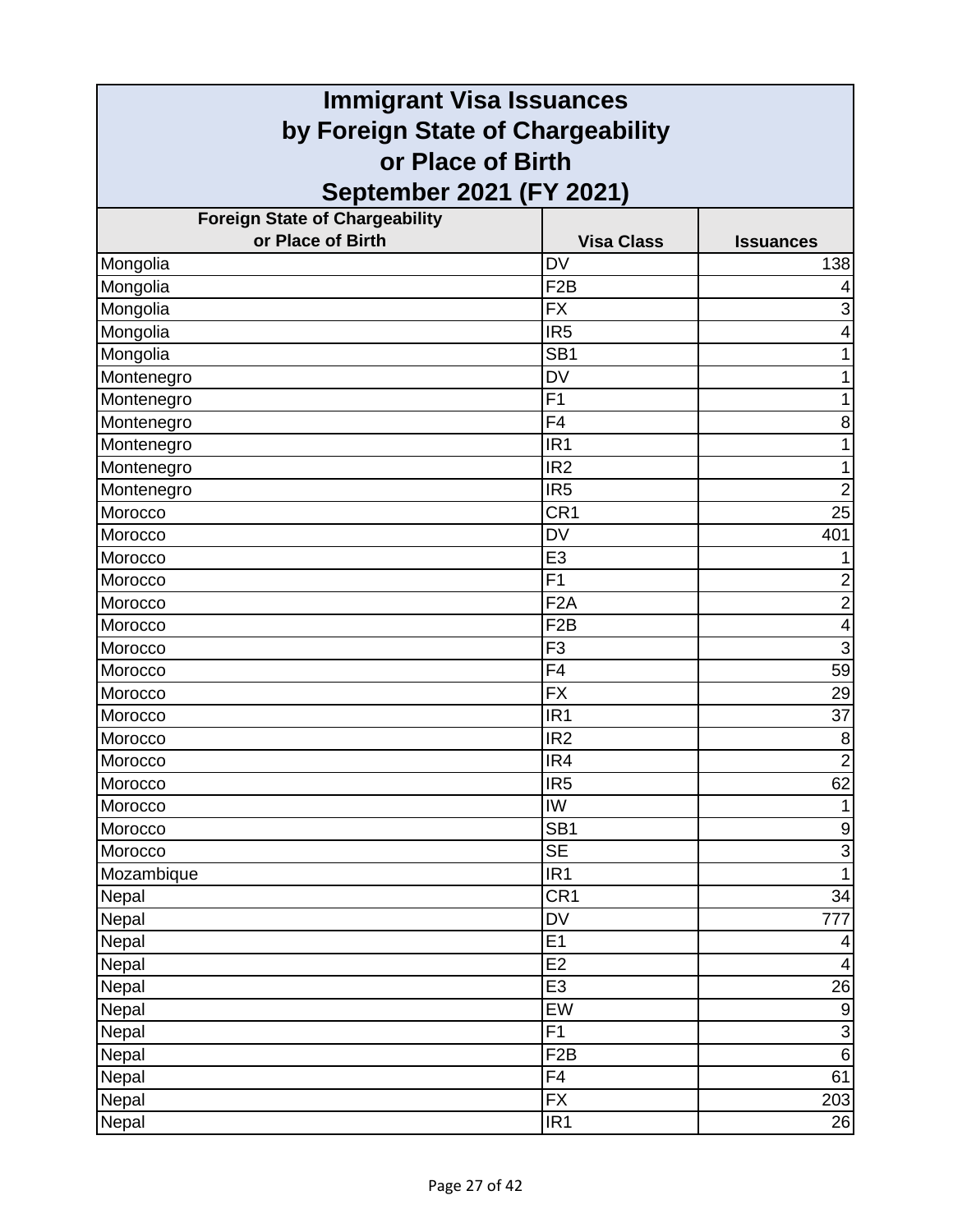# Immigrant Visa Issuances by Foreign State of Chargeability or Place of Birth September 2021 (FY 2021)

| Foreign State of Chargeability or Place of Birth | Visa Class | Issuances |
|---|---|---|
| Mongolia | DV | 138 |
| Mongolia | F2B | 4 |
| Mongolia | FX | 3 |
| Mongolia | IR5 | 4 |
| Mongolia | SB1 | 1 |
| Montenegro | DV | 1 |
| Montenegro | F1 | 1 |
| Montenegro | F4 | 8 |
| Montenegro | IR1 | 1 |
| Montenegro | IR2 | 1 |
| Montenegro | IR5 | 2 |
| Morocco | CR1 | 25 |
| Morocco | DV | 401 |
| Morocco | E3 | 1 |
| Morocco | F1 | 2 |
| Morocco | F2A | 2 |
| Morocco | F2B | 4 |
| Morocco | F3 | 3 |
| Morocco | F4 | 59 |
| Morocco | FX | 29 |
| Morocco | IR1 | 37 |
| Morocco | IR2 | 8 |
| Morocco | IR4 | 2 |
| Morocco | IR5 | 62 |
| Morocco | IW | 1 |
| Morocco | SB1 | 9 |
| Morocco | SE | 3 |
| Mozambique | IR1 | 1 |
| Nepal | CR1 | 34 |
| Nepal | DV | 777 |
| Nepal | E1 | 4 |
| Nepal | E2 | 4 |
| Nepal | E3 | 26 |
| Nepal | EW | 9 |
| Nepal | F1 | 3 |
| Nepal | F2B | 6 |
| Nepal | F4 | 61 |
| Nepal | FX | 203 |
| Nepal | IR1 | 26 |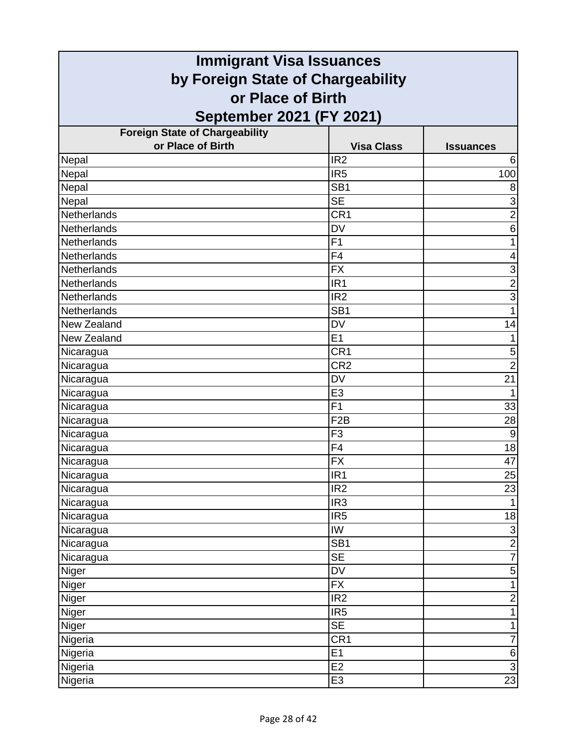# Immigrant Visa Issuances by Foreign State of Chargeability or Place of Birth September 2021 (FY 2021)

| Foreign State of Chargeability or Place of Birth | Visa Class | Issuances |
|---|---|---|
| Nepal | IR2 | 6 |
| Nepal | IR5 | 100 |
| Nepal | SB1 | 8 |
| Nepal | SE | 3 |
| Netherlands | CR1 | 2 |
| Netherlands | DV | 6 |
| Netherlands | F1 | 1 |
| Netherlands | F4 | 4 |
| Netherlands | FX | 3 |
| Netherlands | IR1 | 2 |
| Netherlands | IR2 | 3 |
| Netherlands | SB1 | 1 |
| New Zealand | DV | 14 |
| New Zealand | E1 | 1 |
| Nicaragua | CR1 | 5 |
| Nicaragua | CR2 | 2 |
| Nicaragua | DV | 21 |
| Nicaragua | E3 | 1 |
| Nicaragua | F1 | 33 |
| Nicaragua | F2B | 28 |
| Nicaragua | F3 | 9 |
| Nicaragua | F4 | 18 |
| Nicaragua | FX | 47 |
| Nicaragua | IR1 | 25 |
| Nicaragua | IR2 | 23 |
| Nicaragua | IR3 | 1 |
| Nicaragua | IR5 | 18 |
| Nicaragua | IW | 3 |
| Nicaragua | SB1 | 2 |
| Nicaragua | SE | 7 |
| Niger | DV | 5 |
| Niger | FX | 1 |
| Niger | IR2 | 2 |
| Niger | IR5 | 1 |
| Niger | SE | 1 |
| Nigeria | CR1 | 7 |
| Nigeria | E1 | 6 |
| Nigeria | E2 | 3 |
| Nigeria | E3 | 23 |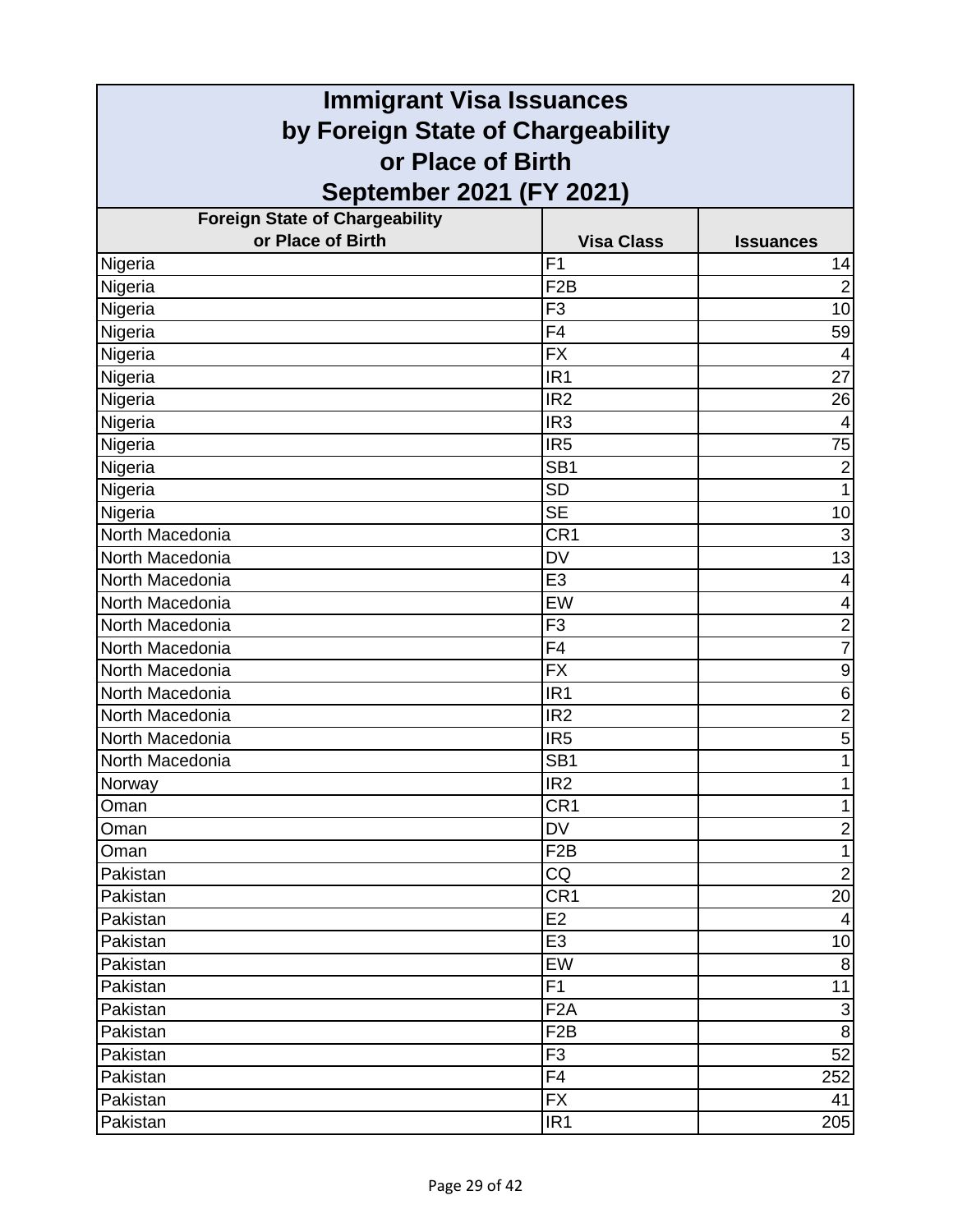# Immigrant Visa Issuances by Foreign State of Chargeability or Place of Birth September 2021 (FY 2021)

| Foreign State of Chargeability or Place of Birth | Visa Class | Issuances |
|---|---|---|
| Nigeria | F1 | 14 |
| Nigeria | F2B | 2 |
| Nigeria | F3 | 10 |
| Nigeria | F4 | 59 |
| Nigeria | FX | 4 |
| Nigeria | IR1 | 27 |
| Nigeria | IR2 | 26 |
| Nigeria | IR3 | 4 |
| Nigeria | IR5 | 75 |
| Nigeria | SB1 | 2 |
| Nigeria | SD | 1 |
| Nigeria | SE | 10 |
| North Macedonia | CR1 | 3 |
| North Macedonia | DV | 13 |
| North Macedonia | E3 | 4 |
| North Macedonia | EW | 4 |
| North Macedonia | F3 | 2 |
| North Macedonia | F4 | 7 |
| North Macedonia | FX | 9 |
| North Macedonia | IR1 | 6 |
| North Macedonia | IR2 | 2 |
| North Macedonia | IR5 | 5 |
| North Macedonia | SB1 | 1 |
| Norway | IR2 | 1 |
| Oman | CR1 | 1 |
| Oman | DV | 2 |
| Oman | F2B | 1 |
| Pakistan | CQ | 2 |
| Pakistan | CR1 | 20 |
| Pakistan | E2 | 4 |
| Pakistan | E3 | 10 |
| Pakistan | EW | 8 |
| Pakistan | F1 | 11 |
| Pakistan | F2A | 3 |
| Pakistan | F2B | 8 |
| Pakistan | F3 | 52 |
| Pakistan | F4 | 252 |
| Pakistan | FX | 41 |
| Pakistan | IR1 | 205 |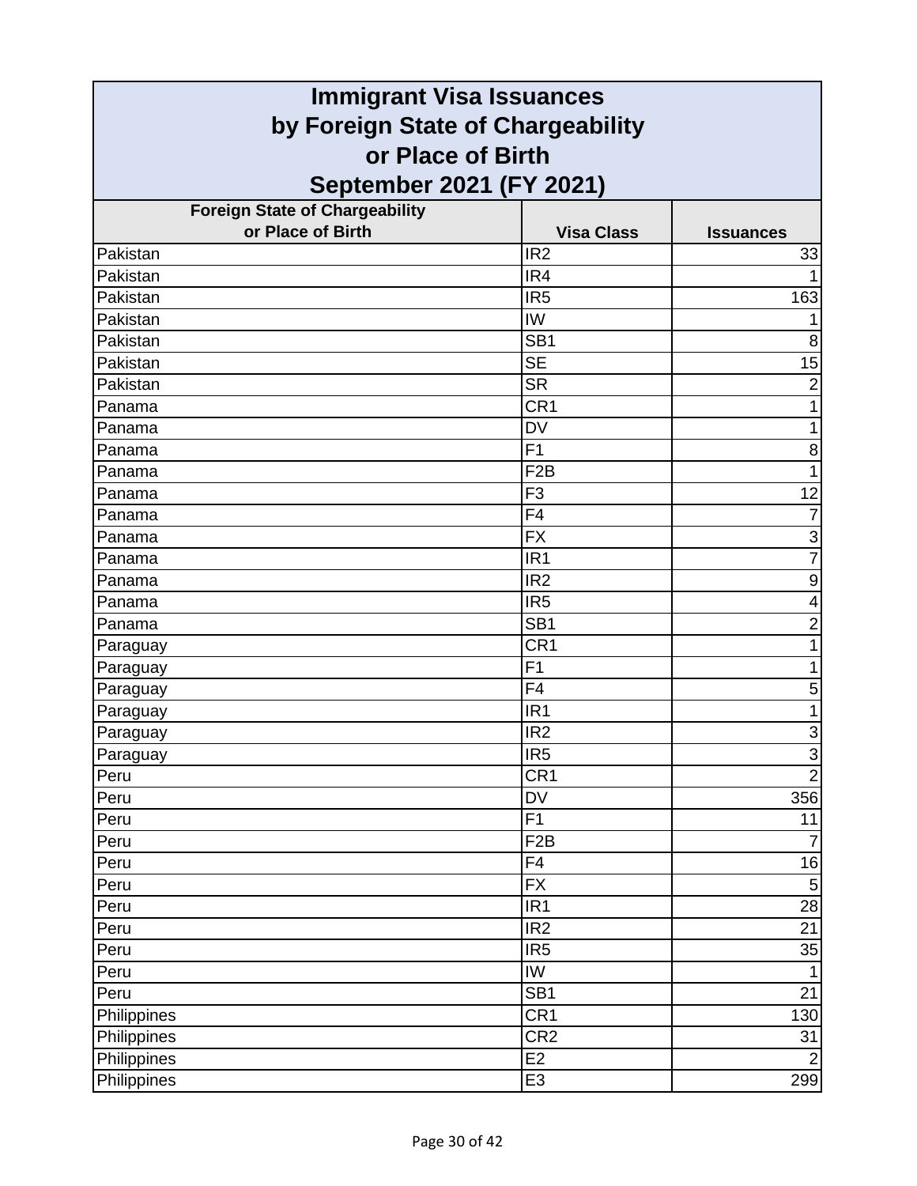# Immigrant Visa Issuances by Foreign State of Chargeability or Place of Birth September 2021 (FY 2021)

| Foreign State of Chargeability or Place of Birth | Visa Class | Issuances |
|---|---|---|
| Pakistan | IR2 | 33 |
| Pakistan | IR4 | 1 |
| Pakistan | IR5 | 163 |
| Pakistan | IW | 1 |
| Pakistan | SB1 | 8 |
| Pakistan | SE | 15 |
| Pakistan | SR | 2 |
| Panama | CR1 | 1 |
| Panama | DV | 1 |
| Panama | F1 | 8 |
| Panama | F2B | 1 |
| Panama | F3 | 12 |
| Panama | F4 | 7 |
| Panama | FX | 3 |
| Panama | IR1 | 7 |
| Panama | IR2 | 9 |
| Panama | IR5 | 4 |
| Panama | SB1 | 2 |
| Paraguay | CR1 | 1 |
| Paraguay | F1 | 1 |
| Paraguay | F4 | 5 |
| Paraguay | IR1 | 1 |
| Paraguay | IR2 | 3 |
| Paraguay | IR5 | 3 |
| Peru | CR1 | 2 |
| Peru | DV | 356 |
| Peru | F1 | 11 |
| Peru | F2B | 7 |
| Peru | F4 | 16 |
| Peru | FX | 5 |
| Peru | IR1 | 28 |
| Peru | IR2 | 21 |
| Peru | IR5 | 35 |
| Peru | IW | 1 |
| Peru | SB1 | 21 |
| Philippines | CR1 | 130 |
| Philippines | CR2 | 31 |
| Philippines | E2 | 2 |
| Philippines | E3 | 299 |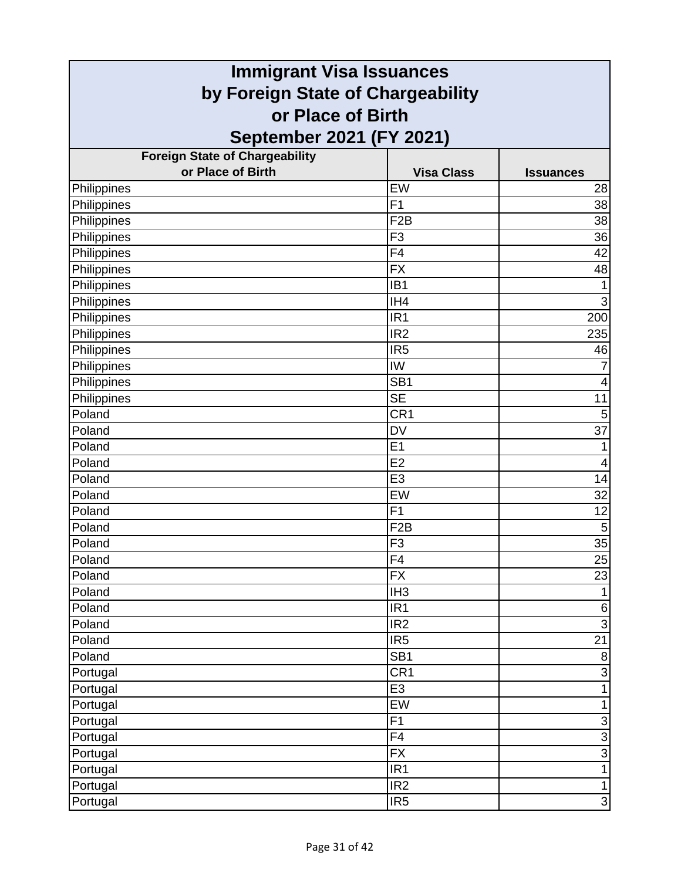# Immigrant Visa Issuances by Foreign State of Chargeability or Place of Birth September 2021 (FY 2021)

| Foreign State of Chargeability or Place of Birth | Visa Class | Issuances |
|---|---|---|
| Philippines | EW | 28 |
| Philippines | F1 | 38 |
| Philippines | F2B | 38 |
| Philippines | F3 | 36 |
| Philippines | F4 | 42 |
| Philippines | FX | 48 |
| Philippines | IB1 | 1 |
| Philippines | IH4 | 3 |
| Philippines | IR1 | 200 |
| Philippines | IR2 | 235 |
| Philippines | IR5 | 46 |
| Philippines | IW | 7 |
| Philippines | SB1 | 4 |
| Philippines | SE | 11 |
| Poland | CR1 | 5 |
| Poland | DV | 37 |
| Poland | E1 | 1 |
| Poland | E2 | 4 |
| Poland | E3 | 14 |
| Poland | EW | 32 |
| Poland | F1 | 12 |
| Poland | F2B | 5 |
| Poland | F3 | 35 |
| Poland | F4 | 25 |
| Poland | FX | 23 |
| Poland | IH3 | 1 |
| Poland | IR1 | 6 |
| Poland | IR2 | 3 |
| Poland | IR5 | 21 |
| Poland | SB1 | 8 |
| Portugal | CR1 | 3 |
| Portugal | E3 | 1 |
| Portugal | EW | 1 |
| Portugal | F1 | 3 |
| Portugal | F4 | 3 |
| Portugal | FX | 3 |
| Portugal | IR1 | 1 |
| Portugal | IR2 | 1 |
| Portugal | IR5 | 3 |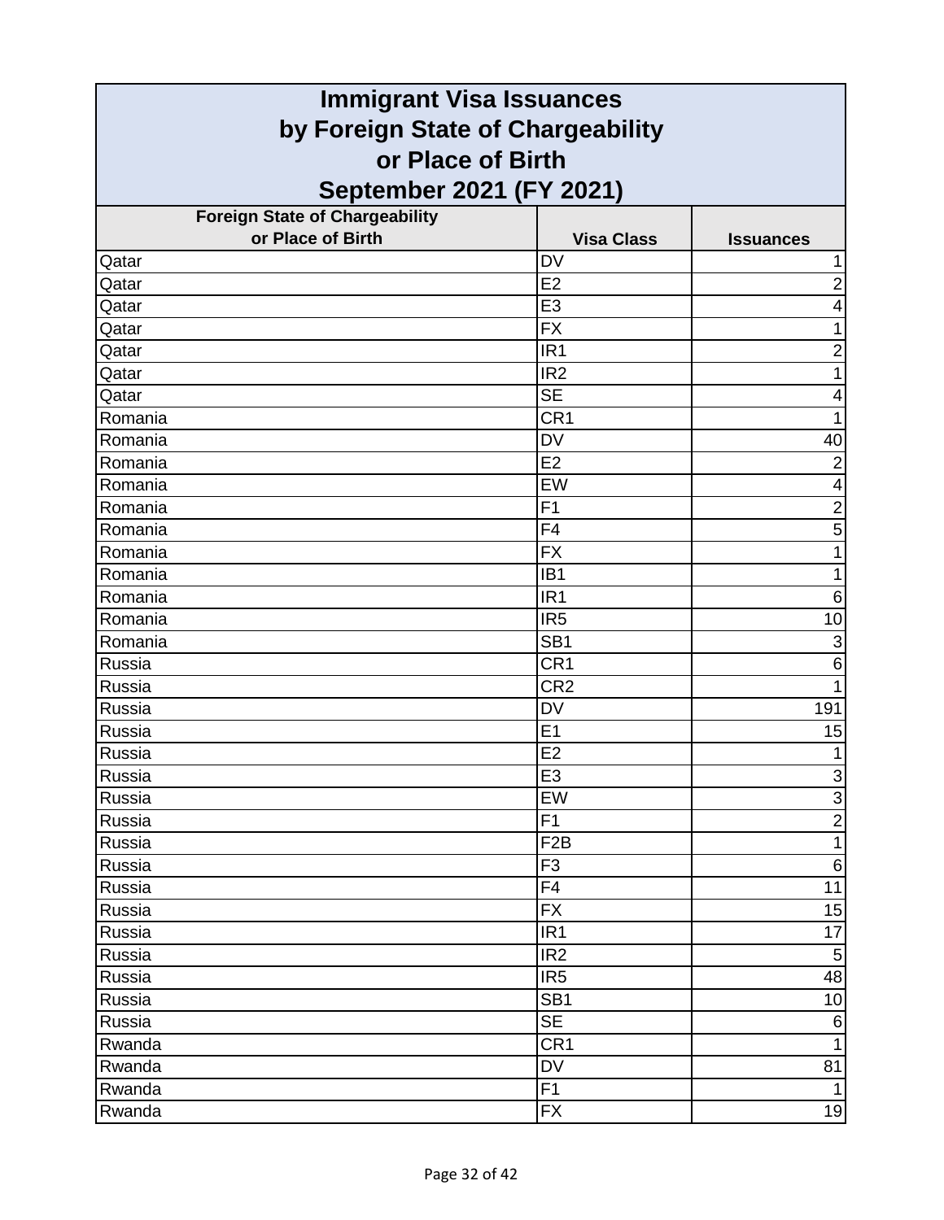# Immigrant Visa Issuances by Foreign State of Chargeability or Place of Birth September 2021 (FY 2021)

| Foreign State of Chargeability or Place of Birth | Visa Class | Issuances |
|---|---|---|
| Qatar | DV | 1 |
| Qatar | E2 | 2 |
| Qatar | E3 | 4 |
| Qatar | FX | 1 |
| Qatar | IR1 | 2 |
| Qatar | IR2 | 1 |
| Qatar | SE | 4 |
| Romania | CR1 | 1 |
| Romania | DV | 40 |
| Romania | E2 | 2 |
| Romania | EW | 4 |
| Romania | F1 | 2 |
| Romania | F4 | 5 |
| Romania | FX | 1 |
| Romania | IB1 | 1 |
| Romania | IR1 | 6 |
| Romania | IR5 | 10 |
| Romania | SB1 | 3 |
| Russia | CR1 | 6 |
| Russia | CR2 | 1 |
| Russia | DV | 191 |
| Russia | E1 | 15 |
| Russia | E2 | 1 |
| Russia | E3 | 3 |
| Russia | EW | 3 |
| Russia | F1 | 2 |
| Russia | F2B | 1 |
| Russia | F3 | 6 |
| Russia | F4 | 11 |
| Russia | FX | 15 |
| Russia | IR1 | 17 |
| Russia | IR2 | 5 |
| Russia | IR5 | 48 |
| Russia | SB1 | 10 |
| Russia | SE | 6 |
| Rwanda | CR1 | 1 |
| Rwanda | DV | 81 |
| Rwanda | F1 | 1 |
| Rwanda | FX | 19 |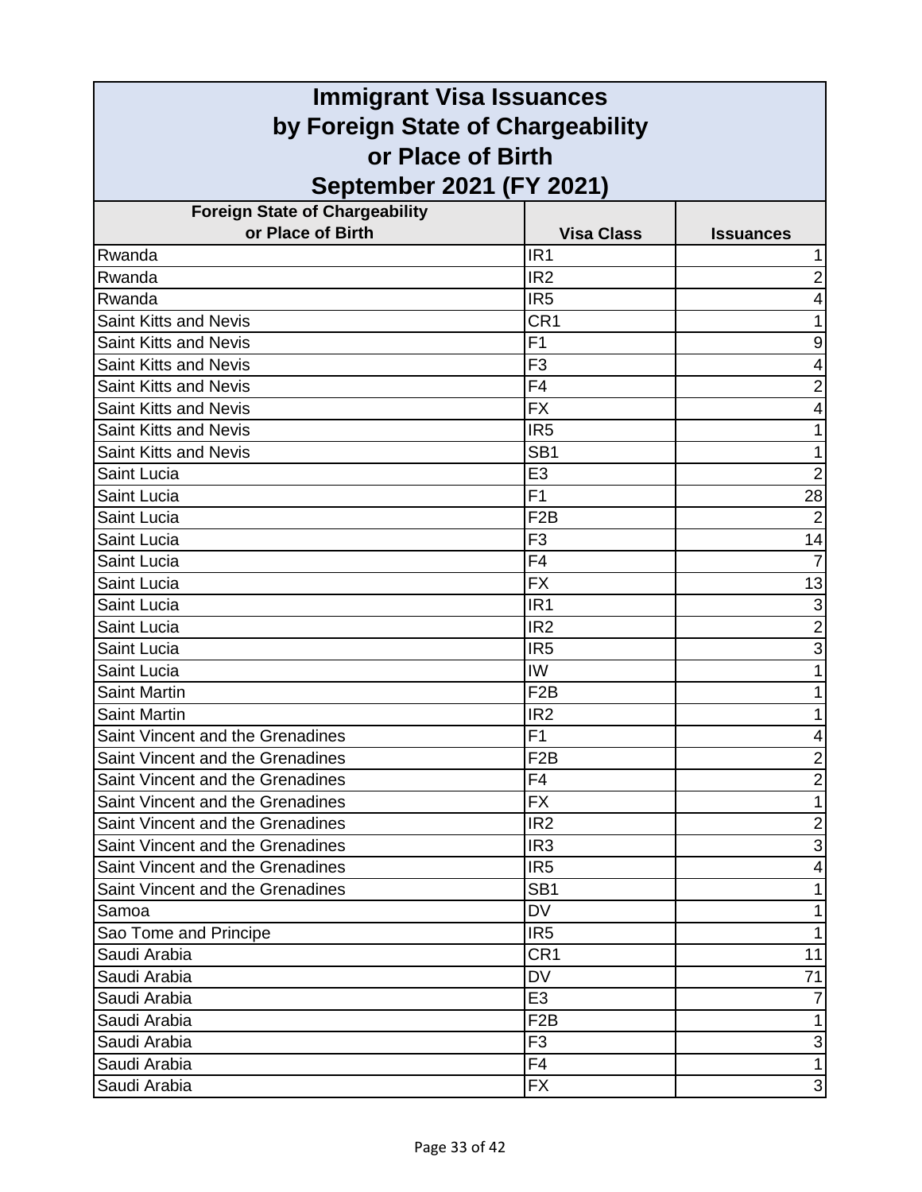# Immigrant Visa Issuances by Foreign State of Chargeability or Place of Birth September 2021 (FY 2021)

| Foreign State of Chargeability or Place of Birth | Visa Class | Issuances |
|---|---|---|
| Rwanda | IR1 | 1 |
| Rwanda | IR2 | 2 |
| Rwanda | IR5 | 4 |
| Saint Kitts and Nevis | CR1 | 1 |
| Saint Kitts and Nevis | F1 | 9 |
| Saint Kitts and Nevis | F3 | 4 |
| Saint Kitts and Nevis | F4 | 2 |
| Saint Kitts and Nevis | FX | 4 |
| Saint Kitts and Nevis | IR5 | 1 |
| Saint Kitts and Nevis | SB1 | 1 |
| Saint Lucia | E3 | 2 |
| Saint Lucia | F1 | 28 |
| Saint Lucia | F2B | 2 |
| Saint Lucia | F3 | 14 |
| Saint Lucia | F4 | 7 |
| Saint Lucia | FX | 13 |
| Saint Lucia | IR1 | 3 |
| Saint Lucia | IR2 | 2 |
| Saint Lucia | IR5 | 3 |
| Saint Lucia | IW | 1 |
| Saint Martin | F2B | 1 |
| Saint Martin | IR2 | 1 |
| Saint Vincent and the Grenadines | F1 | 4 |
| Saint Vincent and the Grenadines | F2B | 2 |
| Saint Vincent and the Grenadines | F4 | 2 |
| Saint Vincent and the Grenadines | FX | 1 |
| Saint Vincent and the Grenadines | IR2 | 2 |
| Saint Vincent and the Grenadines | IR3 | 3 |
| Saint Vincent and the Grenadines | IR5 | 4 |
| Saint Vincent and the Grenadines | SB1 | 1 |
| Samoa | DV | 1 |
| Sao Tome and Principe | IR5 | 1 |
| Saudi Arabia | CR1 | 11 |
| Saudi Arabia | DV | 71 |
| Saudi Arabia | E3 | 7 |
| Saudi Arabia | F2B | 1 |
| Saudi Arabia | F3 | 3 |
| Saudi Arabia | F4 | 1 |
| Saudi Arabia | FX | 3 |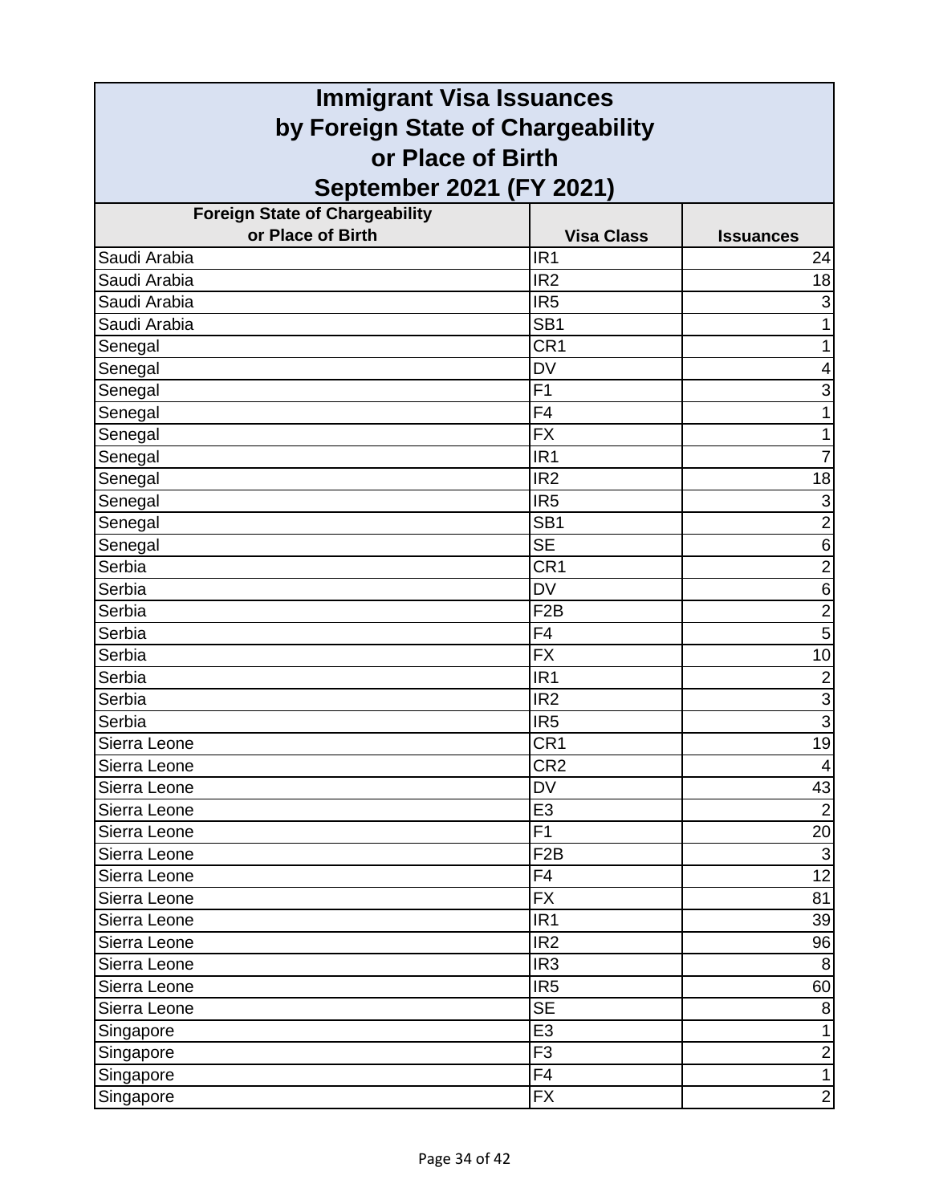# Immigrant Visa Issuances by Foreign State of Chargeability or Place of Birth September 2021 (FY 2021)

| Foreign State of Chargeability or Place of Birth | Visa Class | Issuances |
|---|---|---|
| Saudi Arabia | IR1 | 24 |
| Saudi Arabia | IR2 | 18 |
| Saudi Arabia | IR5 | 3 |
| Saudi Arabia | SB1 | 1 |
| Senegal | CR1 | 1 |
| Senegal | DV | 4 |
| Senegal | F1 | 3 |
| Senegal | F4 | 1 |
| Senegal | FX | 1 |
| Senegal | IR1 | 7 |
| Senegal | IR2 | 18 |
| Senegal | IR5 | 3 |
| Senegal | SB1 | 2 |
| Senegal | SE | 6 |
| Serbia | CR1 | 2 |
| Serbia | DV | 6 |
| Serbia | F2B | 2 |
| Serbia | F4 | 5 |
| Serbia | FX | 10 |
| Serbia | IR1 | 2 |
| Serbia | IR2 | 3 |
| Serbia | IR5 | 3 |
| Sierra Leone | CR1 | 19 |
| Sierra Leone | CR2 | 4 |
| Sierra Leone | DV | 43 |
| Sierra Leone | E3 | 2 |
| Sierra Leone | F1 | 20 |
| Sierra Leone | F2B | 3 |
| Sierra Leone | F4 | 12 |
| Sierra Leone | FX | 81 |
| Sierra Leone | IR1 | 39 |
| Sierra Leone | IR2 | 96 |
| Sierra Leone | IR3 | 8 |
| Sierra Leone | IR5 | 60 |
| Sierra Leone | SE | 8 |
| Singapore | E3 | 1 |
| Singapore | F3 | 2 |
| Singapore | F4 | 1 |
| Singapore | FX | 2 |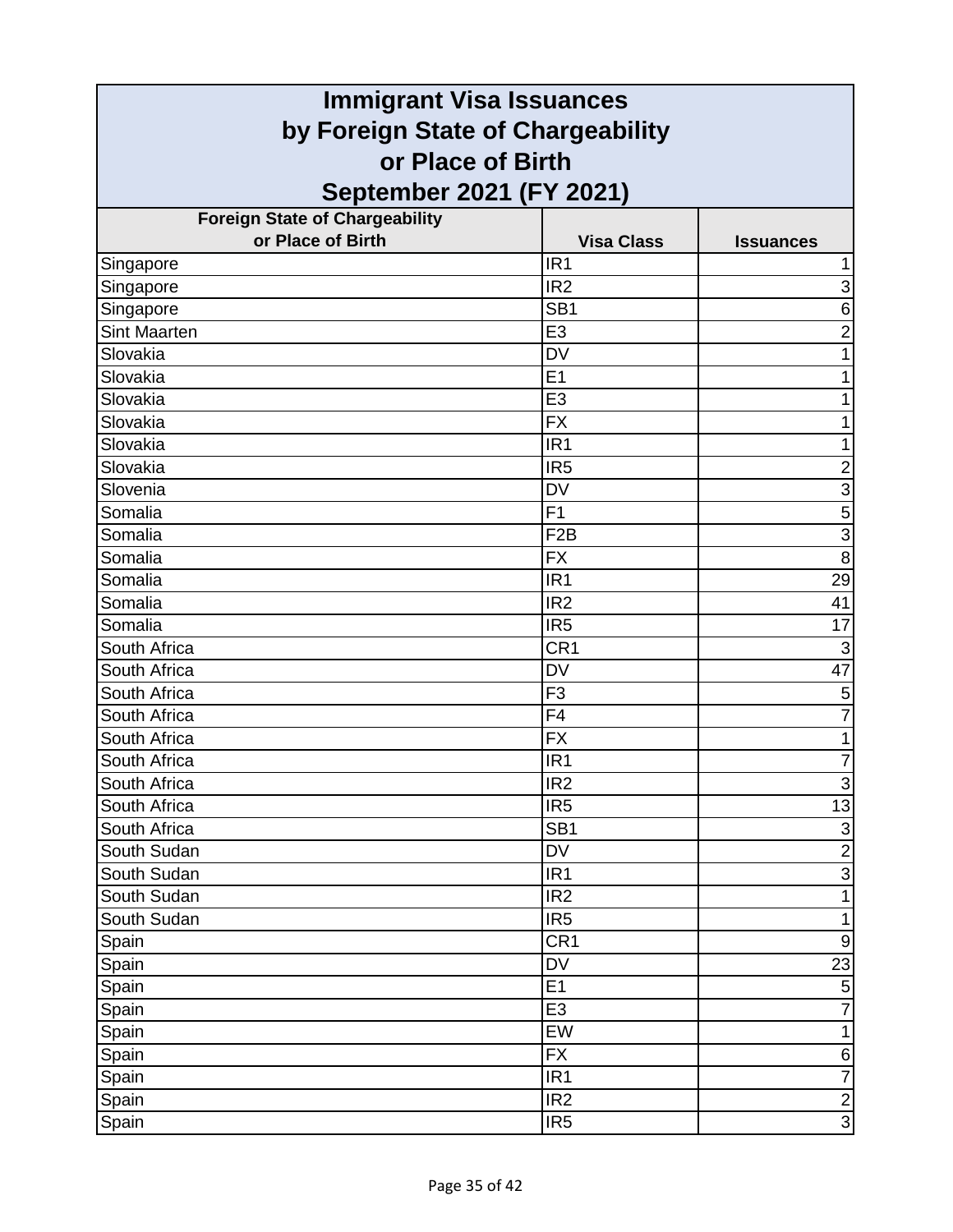# Immigrant Visa Issuances by Foreign State of Chargeability or Place of Birth September 2021 (FY 2021)

| Foreign State of Chargeability or Place of Birth | Visa Class | Issuances |
|---|---|---|
| Singapore | IR1 | 1 |
| Singapore | IR2 | 3 |
| Singapore | SB1 | 6 |
| Sint Maarten | E3 | 2 |
| Slovakia | DV | 1 |
| Slovakia | E1 | 1 |
| Slovakia | E3 | 1 |
| Slovakia | FX | 1 |
| Slovakia | IR1 | 1 |
| Slovakia | IR5 | 2 |
| Slovenia | DV | 3 |
| Somalia | F1 | 5 |
| Somalia | F2B | 3 |
| Somalia | FX | 8 |
| Somalia | IR1 | 29 |
| Somalia | IR2 | 41 |
| Somalia | IR5 | 17 |
| South Africa | CR1 | 3 |
| South Africa | DV | 47 |
| South Africa | F3 | 5 |
| South Africa | F4 | 7 |
| South Africa | FX | 1 |
| South Africa | IR1 | 7 |
| South Africa | IR2 | 3 |
| South Africa | IR5 | 13 |
| South Africa | SB1 | 3 |
| South Sudan | DV | 2 |
| South Sudan | IR1 | 3 |
| South Sudan | IR2 | 1 |
| South Sudan | IR5 | 1 |
| Spain | CR1 | 9 |
| Spain | DV | 23 |
| Spain | E1 | 5 |
| Spain | E3 | 7 |
| Spain | EW | 1 |
| Spain | FX | 6 |
| Spain | IR1 | 7 |
| Spain | IR2 | 2 |
| Spain | IR5 | 3 |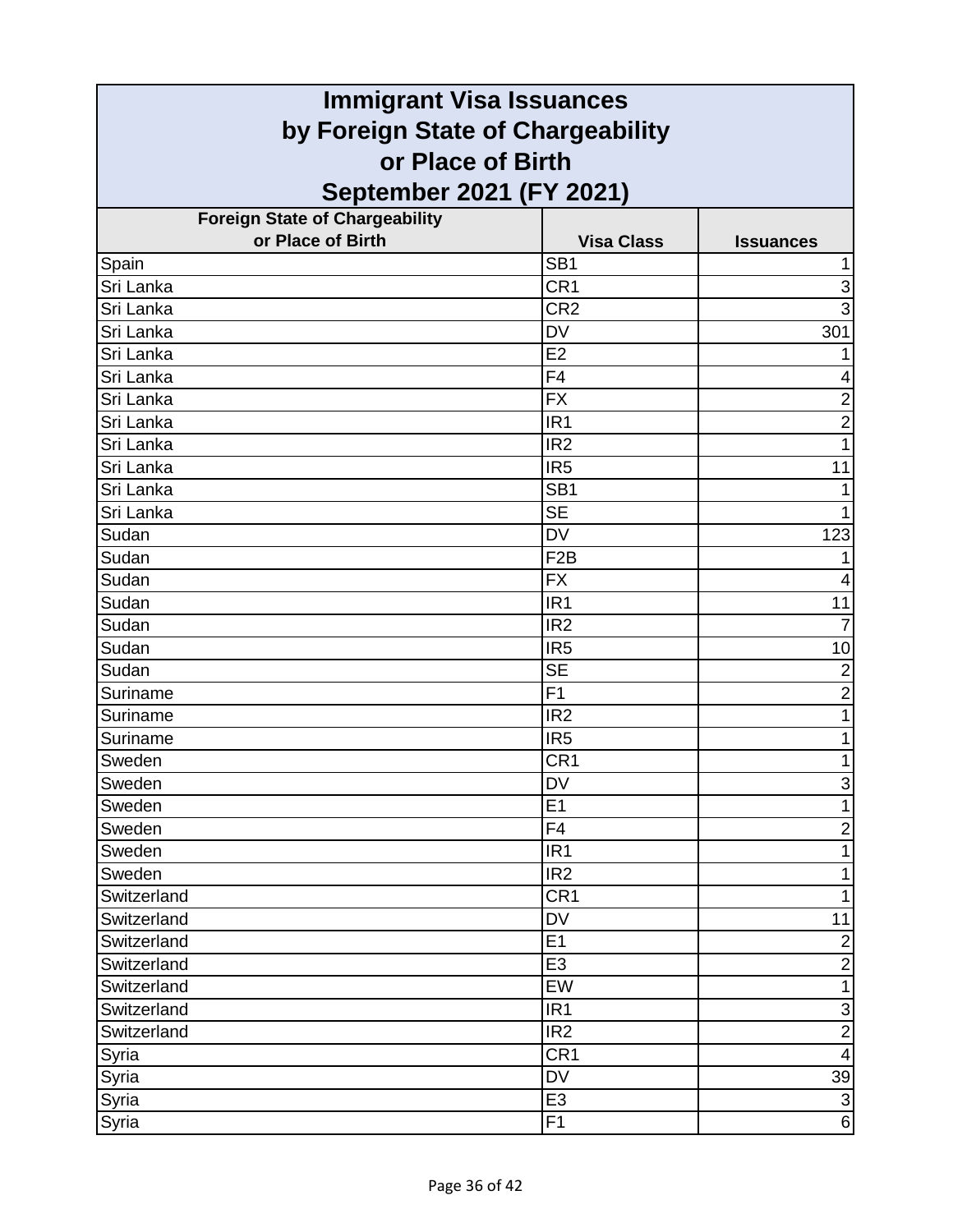# Immigrant Visa Issuances by Foreign State of Chargeability or Place of Birth September 2021 (FY 2021)

| Foreign State of Chargeability or Place of Birth | Visa Class | Issuances |
|---|---|---|
| Spain | SB1 | 1 |
| Sri Lanka | CR1 | 3 |
| Sri Lanka | CR2 | 3 |
| Sri Lanka | DV | 301 |
| Sri Lanka | E2 | 1 |
| Sri Lanka | F4 | 4 |
| Sri Lanka | FX | 2 |
| Sri Lanka | IR1 | 2 |
| Sri Lanka | IR2 | 1 |
| Sri Lanka | IR5 | 11 |
| Sri Lanka | SB1 | 1 |
| Sri Lanka | SE | 1 |
| Sudan | DV | 123 |
| Sudan | F2B | 1 |
| Sudan | FX | 4 |
| Sudan | IR1 | 11 |
| Sudan | IR2 | 7 |
| Sudan | IR5 | 10 |
| Sudan | SE | 2 |
| Suriname | F1 | 2 |
| Suriname | IR2 | 1 |
| Suriname | IR5 | 1 |
| Sweden | CR1 | 1 |
| Sweden | DV | 3 |
| Sweden | E1 | 1 |
| Sweden | F4 | 2 |
| Sweden | IR1 | 1 |
| Sweden | IR2 | 1 |
| Switzerland | CR1 | 1 |
| Switzerland | DV | 11 |
| Switzerland | E1 | 2 |
| Switzerland | E3 | 2 |
| Switzerland | EW | 1 |
| Switzerland | IR1 | 3 |
| Switzerland | IR2 | 2 |
| Syria | CR1 | 4 |
| Syria | DV | 39 |
| Syria | E3 | 3 |
| Syria | F1 | 6 |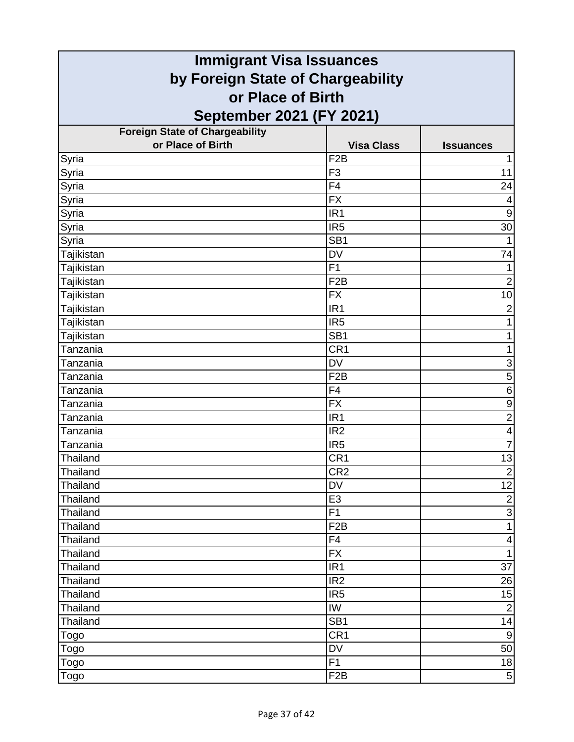# Immigrant Visa Issuances by Foreign State of Chargeability or Place of Birth September 2021 (FY 2021)

| Foreign State of Chargeability or Place of Birth | Visa Class | Issuances |
|---|---|---|
| Syria | F2B | 1 |
| Syria | F3 | 11 |
| Syria | F4 | 24 |
| Syria | FX | 4 |
| Syria | IR1 | 9 |
| Syria | IR5 | 30 |
| Syria | SB1 | 1 |
| Tajikistan | DV | 74 |
| Tajikistan | F1 | 1 |
| Tajikistan | F2B | 2 |
| Tajikistan | FX | 10 |
| Tajikistan | IR1 | 2 |
| Tajikistan | IR5 | 1 |
| Tajikistan | SB1 | 1 |
| Tanzania | CR1 | 1 |
| Tanzania | DV | 3 |
| Tanzania | F2B | 5 |
| Tanzania | F4 | 6 |
| Tanzania | FX | 9 |
| Tanzania | IR1 | 2 |
| Tanzania | IR2 | 4 |
| Tanzania | IR5 | 7 |
| Thailand | CR1 | 13 |
| Thailand | CR2 | 2 |
| Thailand | DV | 12 |
| Thailand | E3 | 2 |
| Thailand | F1 | 3 |
| Thailand | F2B | 1 |
| Thailand | F4 | 4 |
| Thailand | FX | 1 |
| Thailand | IR1 | 37 |
| Thailand | IR2 | 26 |
| Thailand | IR5 | 15 |
| Thailand | IW | 2 |
| Thailand | SB1 | 14 |
| Togo | CR1 | 9 |
| Togo | DV | 50 |
| Togo | F1 | 18 |
| Togo | F2B | 5 |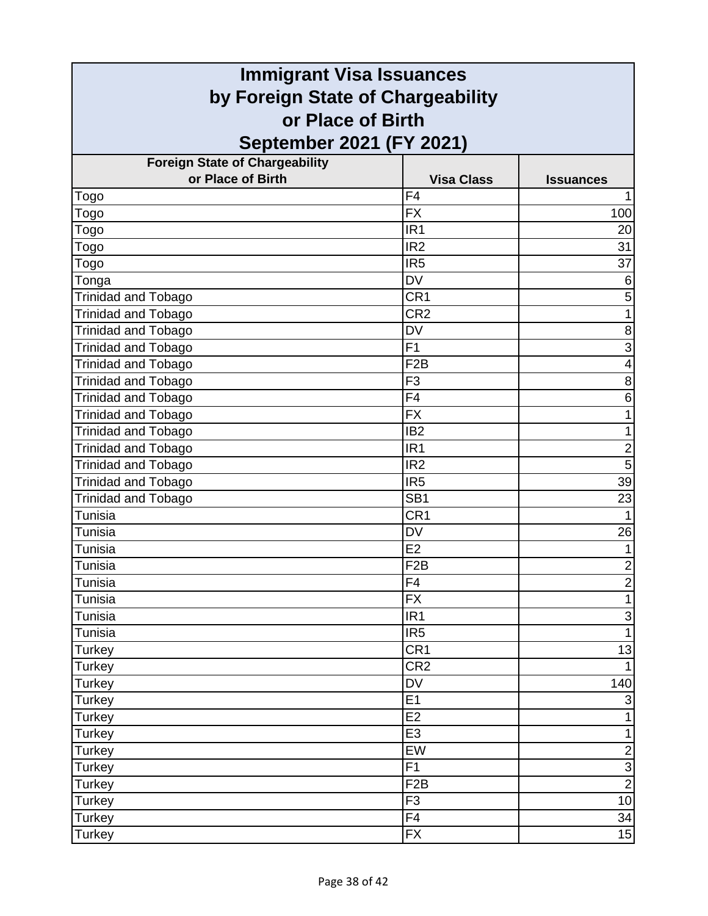# Immigrant Visa Issuances by Foreign State of Chargeability or Place of Birth September 2021 (FY 2021)

| Foreign State of Chargeability or Place of Birth | Visa Class | Issuances |
|---|---|---|
| Togo | F4 | 1 |
| Togo | FX | 100 |
| Togo | IR1 | 20 |
| Togo | IR2 | 31 |
| Togo | IR5 | 37 |
| Tonga | DV | 6 |
| Trinidad and Tobago | CR1 | 5 |
| Trinidad and Tobago | CR2 | 1 |
| Trinidad and Tobago | DV | 8 |
| Trinidad and Tobago | F1 | 3 |
| Trinidad and Tobago | F2B | 4 |
| Trinidad and Tobago | F3 | 8 |
| Trinidad and Tobago | F4 | 6 |
| Trinidad and Tobago | FX | 1 |
| Trinidad and Tobago | IB2 | 1 |
| Trinidad and Tobago | IR1 | 2 |
| Trinidad and Tobago | IR2 | 5 |
| Trinidad and Tobago | IR5 | 39 |
| Trinidad and Tobago | SB1 | 23 |
| Tunisia | CR1 | 1 |
| Tunisia | DV | 26 |
| Tunisia | E2 | 1 |
| Tunisia | F2B | 2 |
| Tunisia | F4 | 2 |
| Tunisia | FX | 1 |
| Tunisia | IR1 | 3 |
| Tunisia | IR5 | 1 |
| Turkey | CR1 | 13 |
| Turkey | CR2 | 1 |
| Turkey | DV | 140 |
| Turkey | E1 | 3 |
| Turkey | E2 | 1 |
| Turkey | E3 | 1 |
| Turkey | EW | 2 |
| Turkey | F1 | 3 |
| Turkey | F2B | 2 |
| Turkey | F3 | 10 |
| Turkey | F4 | 34 |
| Turkey | FX | 15 |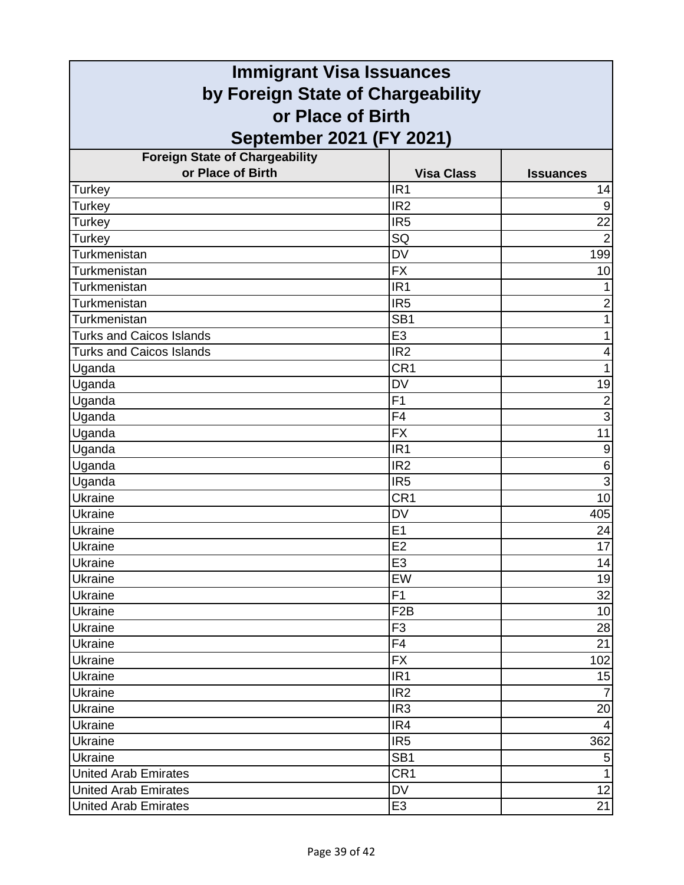# Immigrant Visa Issuances by Foreign State of Chargeability or Place of Birth September 2021 (FY 2021)

| Foreign State of Chargeability or Place of Birth | Visa Class | Issuances |
|---|---|---|
| Turkey | IR1 | 14 |
| Turkey | IR2 | 9 |
| Turkey | IR5 | 22 |
| Turkey | SQ | 2 |
| Turkmenistan | DV | 199 |
| Turkmenistan | FX | 10 |
| Turkmenistan | IR1 | 1 |
| Turkmenistan | IR5 | 2 |
| Turkmenistan | SB1 | 1 |
| Turks and Caicos Islands | E3 | 1 |
| Turks and Caicos Islands | IR2 | 4 |
| Uganda | CR1 | 1 |
| Uganda | DV | 19 |
| Uganda | F1 | 2 |
| Uganda | F4 | 3 |
| Uganda | FX | 11 |
| Uganda | IR1 | 9 |
| Uganda | IR2 | 6 |
| Uganda | IR5 | 3 |
| Ukraine | CR1 | 10 |
| Ukraine | DV | 405 |
| Ukraine | E1 | 24 |
| Ukraine | E2 | 17 |
| Ukraine | E3 | 14 |
| Ukraine | EW | 19 |
| Ukraine | F1 | 32 |
| Ukraine | F2B | 10 |
| Ukraine | F3 | 28 |
| Ukraine | F4 | 21 |
| Ukraine | FX | 102 |
| Ukraine | IR1 | 15 |
| Ukraine | IR2 | 7 |
| Ukraine | IR3 | 20 |
| Ukraine | IR4 | 4 |
| Ukraine | IR5 | 362 |
| Ukraine | SB1 | 5 |
| United Arab Emirates | CR1 | 1 |
| United Arab Emirates | DV | 12 |
| United Arab Emirates | E3 | 21 |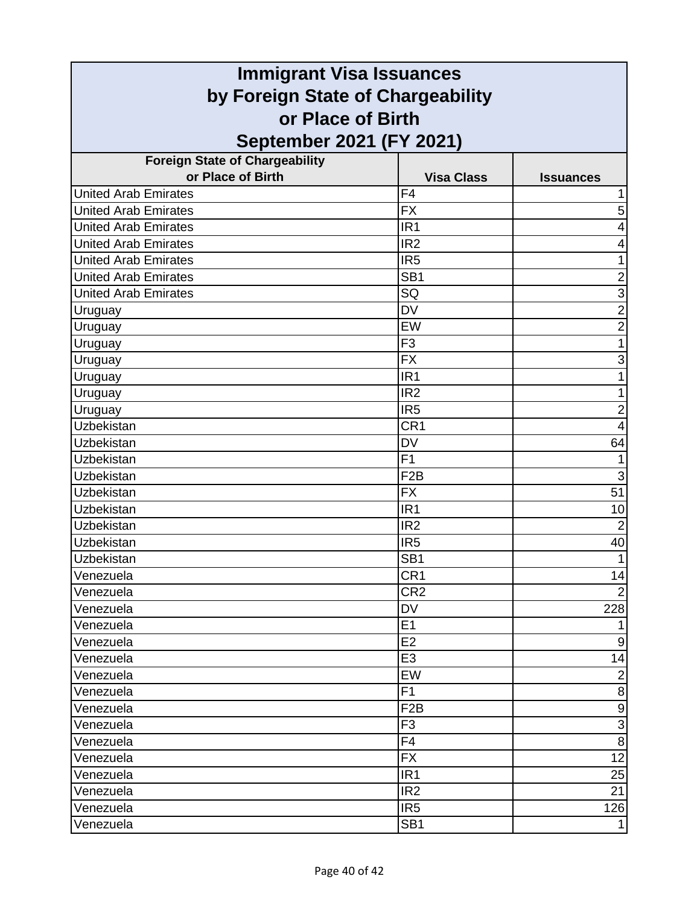# Immigrant Visa Issuances by Foreign State of Chargeability or Place of Birth September 2021 (FY 2021)

| Foreign State of Chargeability or Place of Birth | Visa Class | Issuances |
|---|---|---|
| United Arab Emirates | F4 | 1 |
| United Arab Emirates | FX | 5 |
| United Arab Emirates | IR1 | 4 |
| United Arab Emirates | IR2 | 4 |
| United Arab Emirates | IR5 | 1 |
| United Arab Emirates | SB1 | 2 |
| United Arab Emirates | SQ | 3 |
| Uruguay | DV | 2 |
| Uruguay | EW | 2 |
| Uruguay | F3 | 1 |
| Uruguay | FX | 3 |
| Uruguay | IR1 | 1 |
| Uruguay | IR2 | 1 |
| Uruguay | IR5 | 2 |
| Uzbekistan | CR1 | 4 |
| Uzbekistan | DV | 64 |
| Uzbekistan | F1 | 1 |
| Uzbekistan | F2B | 3 |
| Uzbekistan | FX | 51 |
| Uzbekistan | IR1 | 10 |
| Uzbekistan | IR2 | 2 |
| Uzbekistan | IR5 | 40 |
| Uzbekistan | SB1 | 1 |
| Venezuela | CR1 | 14 |
| Venezuela | CR2 | 2 |
| Venezuela | DV | 228 |
| Venezuela | E1 | 1 |
| Venezuela | E2 | 9 |
| Venezuela | E3 | 14 |
| Venezuela | EW | 2 |
| Venezuela | F1 | 8 |
| Venezuela | F2B | 9 |
| Venezuela | F3 | 3 |
| Venezuela | F4 | 8 |
| Venezuela | FX | 12 |
| Venezuela | IR1 | 25 |
| Venezuela | IR2 | 21 |
| Venezuela | IR5 | 126 |
| Venezuela | SB1 | 1 |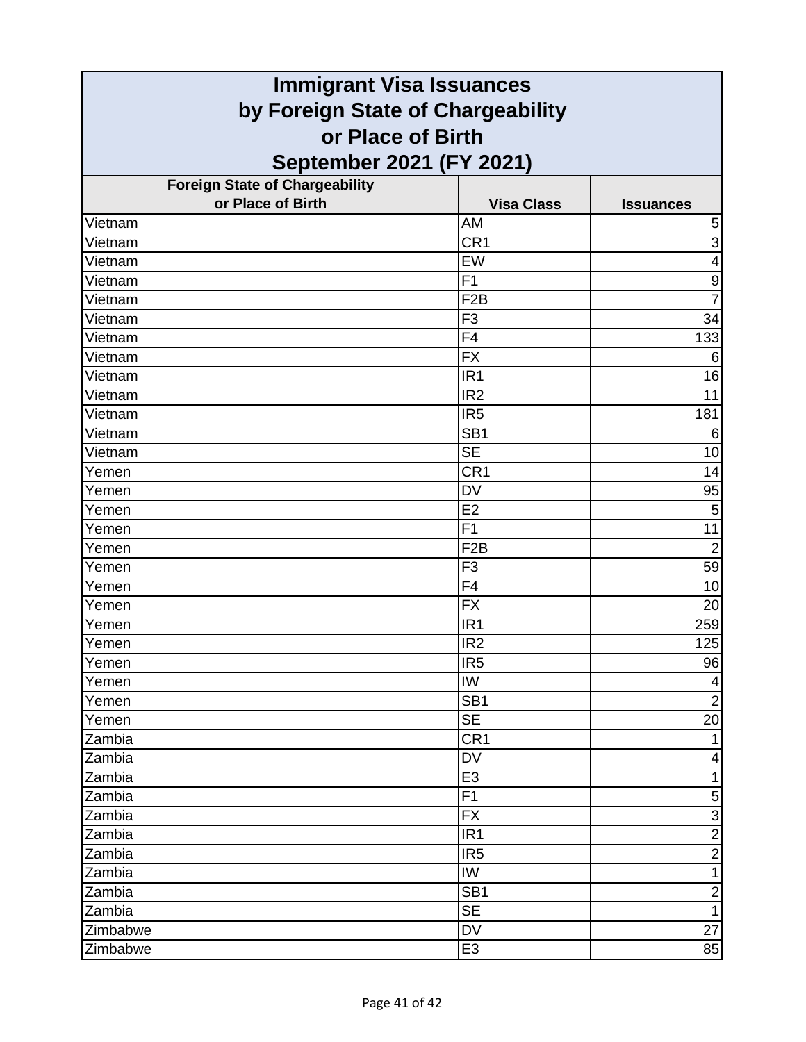# Immigrant Visa Issuances by Foreign State of Chargeability or Place of Birth September 2021 (FY 2021)

| Foreign State of Chargeability or Place of Birth | Visa Class | Issuances |
|---|---|---|
| Vietnam | AM | 5 |
| Vietnam | CR1 | 3 |
| Vietnam | EW | 4 |
| Vietnam | F1 | 9 |
| Vietnam | F2B | 7 |
| Vietnam | F3 | 34 |
| Vietnam | F4 | 133 |
| Vietnam | FX | 6 |
| Vietnam | IR1 | 16 |
| Vietnam | IR2 | 11 |
| Vietnam | IR5 | 181 |
| Vietnam | SB1 | 6 |
| Vietnam | SE | 10 |
| Yemen | CR1 | 14 |
| Yemen | DV | 95 |
| Yemen | E2 | 5 |
| Yemen | F1 | 11 |
| Yemen | F2B | 2 |
| Yemen | F3 | 59 |
| Yemen | F4 | 10 |
| Yemen | FX | 20 |
| Yemen | IR1 | 259 |
| Yemen | IR2 | 125 |
| Yemen | IR5 | 96 |
| Yemen | IW | 4 |
| Yemen | SB1 | 2 |
| Yemen | SE | 20 |
| Zambia | CR1 | 1 |
| Zambia | DV | 4 |
| Zambia | E3 | 1 |
| Zambia | F1 | 5 |
| Zambia | FX | 3 |
| Zambia | IR1 | 2 |
| Zambia | IR5 | 2 |
| Zambia | IW | 1 |
| Zambia | SB1 | 2 |
| Zambia | SE | 1 |
| Zimbabwe | DV | 27 |
| Zimbabwe | E3 | 85 |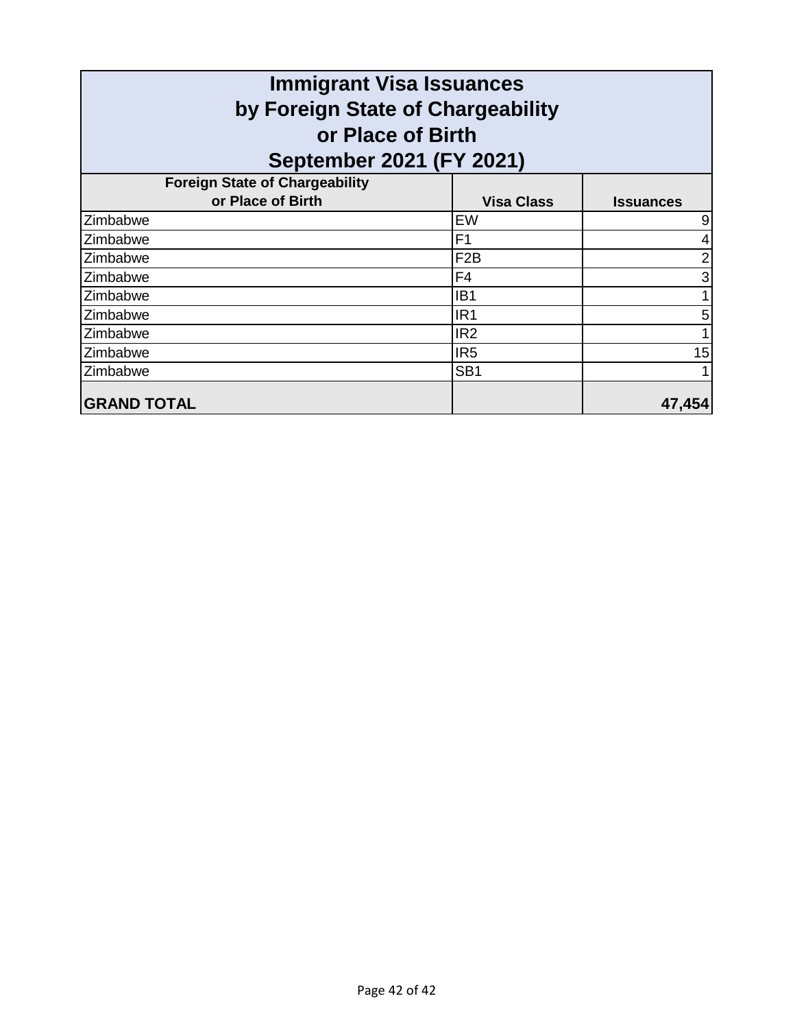# Immigrant Visa Issuances by Foreign State of Chargeability or Place of Birth September 2021 (FY 2021)

| Foreign State of Chargeability or Place of Birth | Visa Class | Issuances |
|---|---|---|
| Zimbabwe | EW | 9 |
| Zimbabwe | F1 | 4 |
| Zimbabwe | F2B | 2 |
| Zimbabwe | F4 | 3 |
| Zimbabwe | IB1 | 1 |
| Zimbabwe | IR1 | 5 |
| Zimbabwe | IR2 | 1 |
| Zimbabwe | IR5 | 15 |
| Zimbabwe | SB1 | 1 |
| **GRAND TOTAL** | | **47,454** |